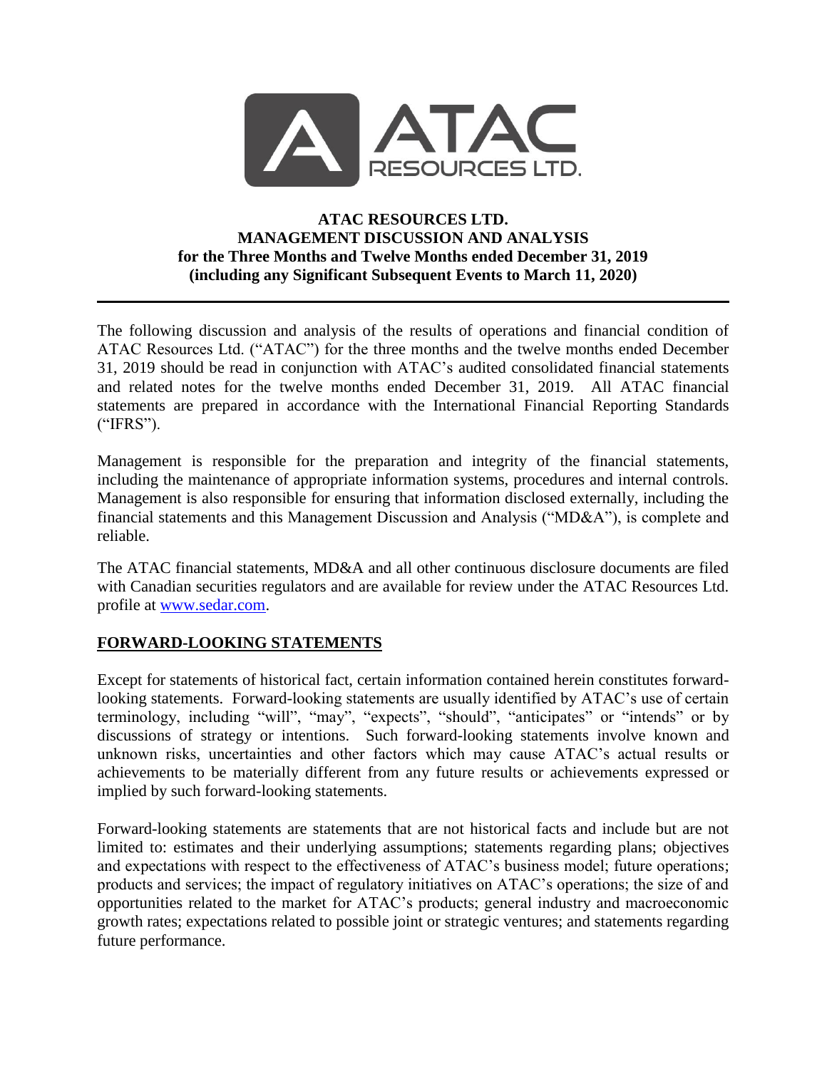# ATAC RESOURCES LTD.
## MANAGEMENT DISCUSSION AND ANALYSIS
### for the Three Months and Twelve Months ended December 31, 2019
### (including any Significant Subsequent Events to March 11, 2020)

---

The following discussion and analysis of the results of operations and financial condition of ATAC Resources Ltd. ("ATAC") for the three months and the twelve months ended December 31, 2019 should be read in conjunction with ATAC's audited consolidated financial statements and related notes for the twelve months ended December 31, 2019. All ATAC financial statements are prepared in accordance with the International Financial Reporting Standards ("IFRS").

Management is responsible for the preparation and integrity of the financial statements, including the maintenance of appropriate information systems, procedures and internal controls. Management is also responsible for ensuring that information disclosed externally, including the financial statements and this Management Discussion and Analysis ("MD&A"), is complete and reliable.

The ATAC financial statements, MD&A and all other continuous disclosure documents are filed with Canadian securities regulators and are available for review under the ATAC Resources Ltd. profile at www.sedar.com.

## FORWARD-LOOKING STATEMENTS

Except for statements of historical fact, certain information contained herein constitutes forward-looking statements. Forward-looking statements are usually identified by ATAC's use of certain terminology, including "will", "may", "expects", "should", "anticipates" or "intends" or by discussions of strategy or intentions. Such forward-looking statements involve known and unknown risks, uncertainties and other factors which may cause ATAC's actual results or achievements to be materially different from any future results or achievements expressed or implied by such forward-looking statements.

Forward-looking statements are statements that are not historical facts and include but are not limited to: estimates and their underlying assumptions; statements regarding plans; objectives and expectations with respect to the effectiveness of ATAC's business model; future operations; products and services; the impact of regulatory initiatives on ATAC's operations; the size of and opportunities related to the market for ATAC's products; general industry and macroeconomic growth rates; expectations related to possible joint or strategic ventures; and statements regarding future performance.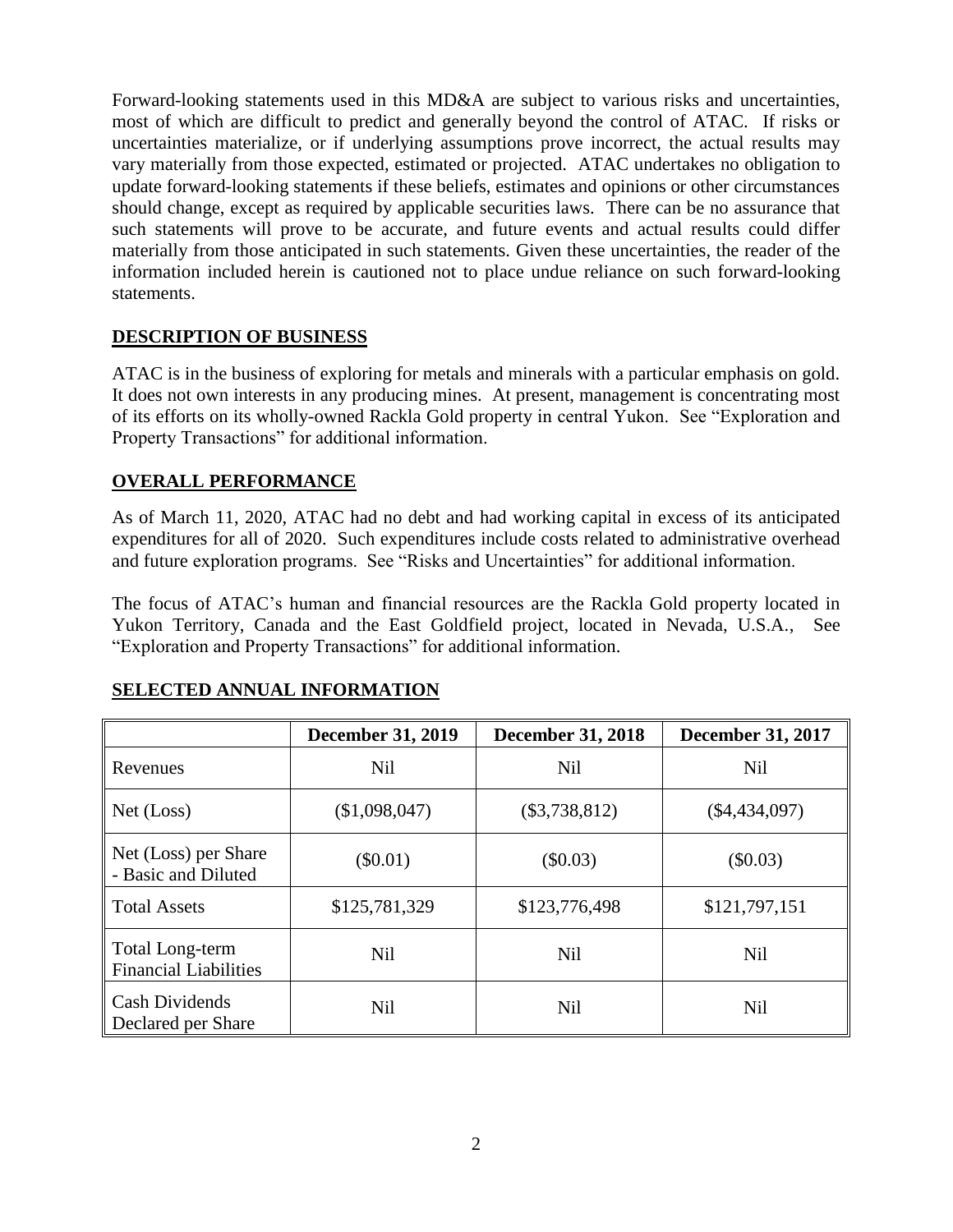Forward-looking statements used in this MD&A are subject to various risks and uncertainties, most of which are difficult to predict and generally beyond the control of ATAC. If risks or uncertainties materialize, or if underlying assumptions prove incorrect, the actual results may vary materially from those expected, estimated or projected. ATAC undertakes no obligation to update forward-looking statements if these beliefs, estimates and opinions or other circumstances should change, except as required by applicable securities laws. There can be no assurance that such statements will prove to be accurate, and future events and actual results could differ materially from those anticipated in such statements. Given these uncertainties, the reader of the information included herein is cautioned not to place undue reliance on such forward-looking statements.

## DESCRIPTION OF BUSINESS

ATAC is in the business of exploring for metals and minerals with a particular emphasis on gold. It does not own interests in any producing mines. At present, management is concentrating most of its efforts on its wholly-owned Rackla Gold property in central Yukon. See "Exploration and Property Transactions" for additional information.

## OVERALL PERFORMANCE

As of March 11, 2020, ATAC had no debt and had working capital in excess of its anticipated expenditures for all of 2020. Such expenditures include costs related to administrative overhead and future exploration programs. See "Risks and Uncertainties" for additional information.

The focus of ATAC's human and financial resources are the Rackla Gold property located in Yukon Territory, Canada and the East Goldfield project, located in Nevada, U.S.A., See "Exploration and Property Transactions" for additional information.

## SELECTED ANNUAL INFORMATION

| | December 31, 2019 | December 31, 2018 | December 31, 2017 |
|---|---|---|---|
| Revenues | Nil | Nil | Nil |
| Net (Loss) | ($1,098,047) | ($3,738,812) | ($4,434,097) |
| Net (Loss) per Share - Basic and Diluted | ($0.01) | ($0.03) | ($0.03) |
| Total Assets | $125,781,329 | $123,776,498 | $121,797,151 |
| Total Long-term Financial Liabilities | Nil | Nil | Nil |
| Cash Dividends Declared per Share | Nil | Nil | Nil |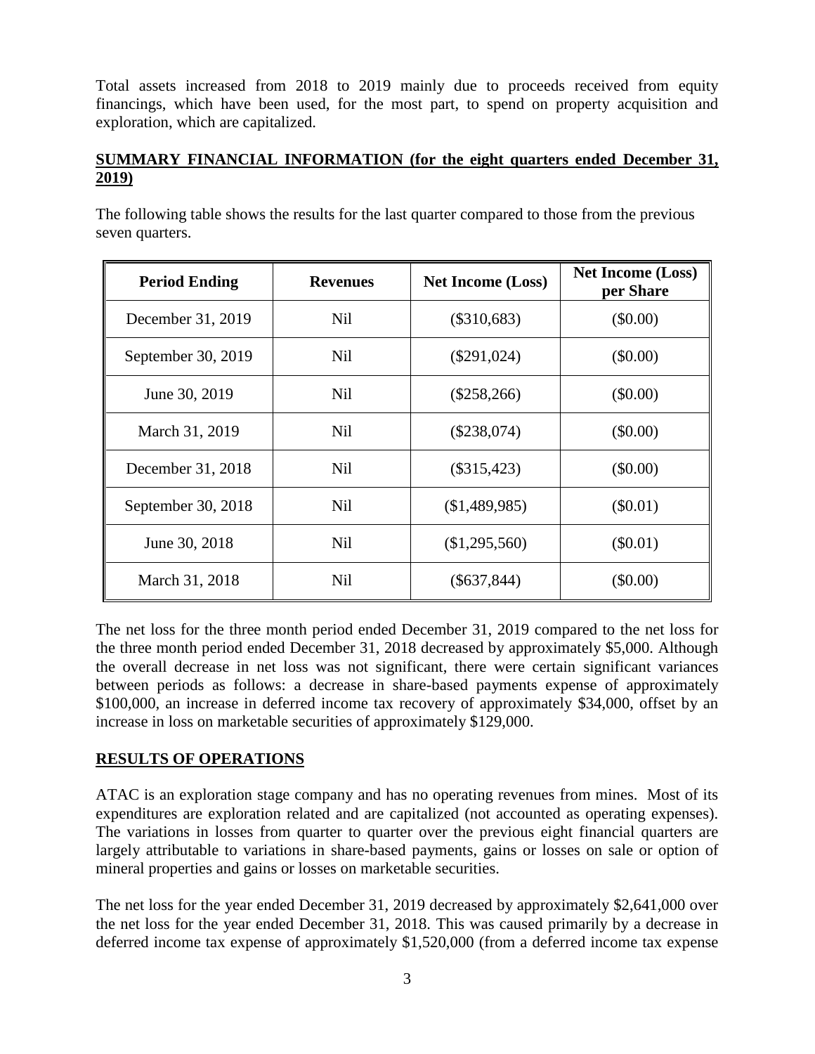Total assets increased from 2018 to 2019 mainly due to proceeds received from equity financings, which have been used, for the most part, to spend on property acquisition and exploration, which are capitalized.

## SUMMARY FINANCIAL INFORMATION (for the eight quarters ended December 31, 2019)

The following table shows the results for the last quarter compared to those from the previous seven quarters.

| Period Ending | Revenues | Net Income (Loss) | Net Income (Loss) per Share |
|---|---|---|---|
| December 31, 2019 | Nil | ($310,683) | ($0.00) |
| September 30, 2019 | Nil | ($291,024) | ($0.00) |
| June 30, 2019 | Nil | ($258,266) | ($0.00) |
| March 31, 2019 | Nil | ($238,074) | ($0.00) |
| December 31, 2018 | Nil | ($315,423) | ($0.00) |
| September 30, 2018 | Nil | ($1,489,985) | ($0.01) |
| June 30, 2018 | Nil | ($1,295,560) | ($0.01) |
| March 31, 2018 | Nil | ($637,844) | ($0.00) |

The net loss for the three month period ended December 31, 2019 compared to the net loss for the three month period ended December 31, 2018 decreased by approximately $5,000. Although the overall decrease in net loss was not significant, there were certain significant variances between periods as follows: a decrease in share-based payments expense of approximately $100,000, an increase in deferred income tax recovery of approximately $34,000, offset by an increase in loss on marketable securities of approximately $129,000.

## RESULTS OF OPERATIONS

ATAC is an exploration stage company and has no operating revenues from mines. Most of its expenditures are exploration related and are capitalized (not accounted as operating expenses). The variations in losses from quarter to quarter over the previous eight financial quarters are largely attributable to variations in share-based payments, gains or losses on sale or option of mineral properties and gains or losses on marketable securities.

The net loss for the year ended December 31, 2019 decreased by approximately $2,641,000 over the net loss for the year ended December 31, 2018. This was caused primarily by a decrease in deferred income tax expense of approximately $1,520,000 (from a deferred income tax expense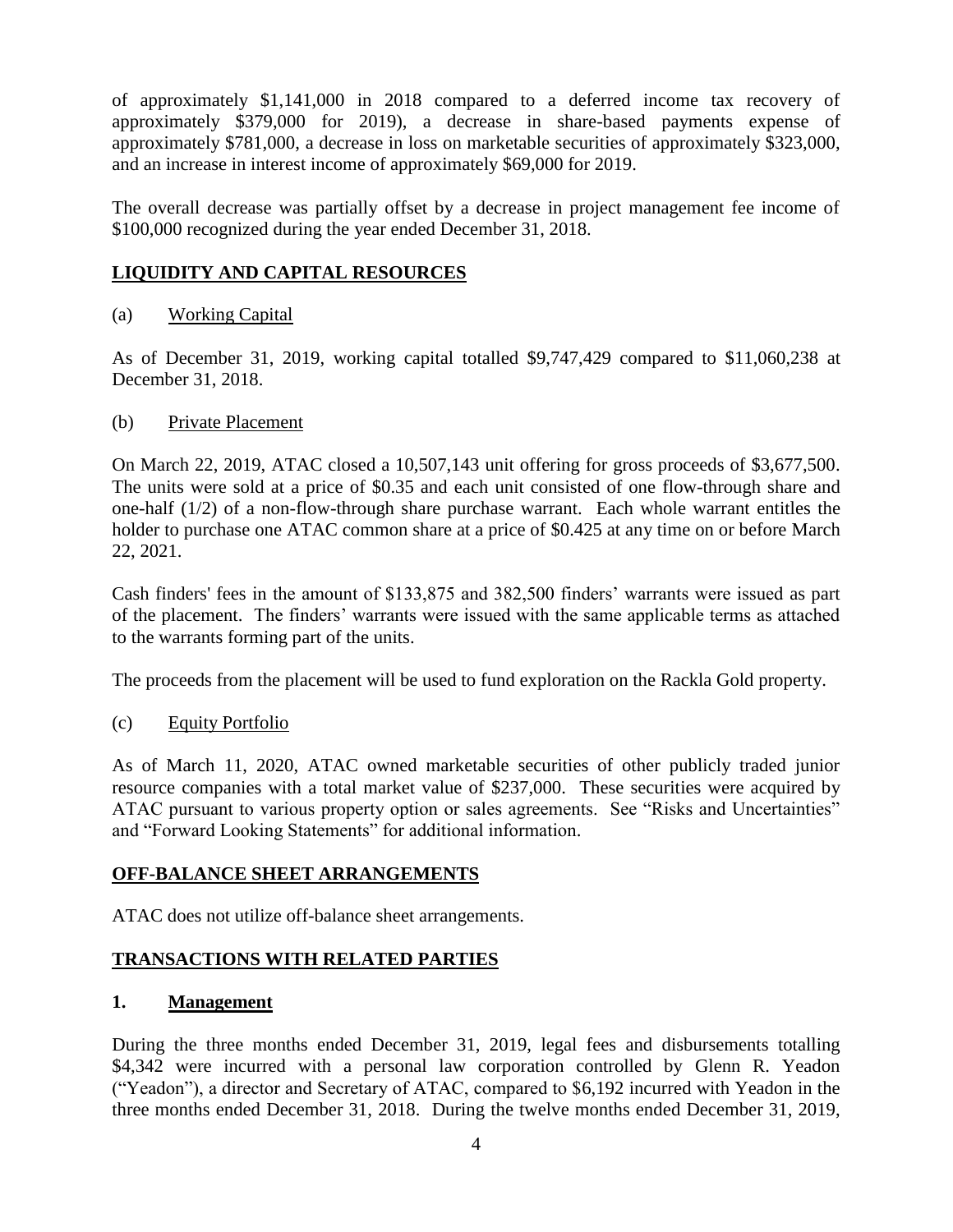of approximately $1,141,000 in 2018 compared to a deferred income tax recovery of approximately $379,000 for 2019), a decrease in share-based payments expense of approximately $781,000, a decrease in loss on marketable securities of approximately $323,000, and an increase in interest income of approximately $69,000 for 2019.

The overall decrease was partially offset by a decrease in project management fee income of $100,000 recognized during the year ended December 31, 2018.

## LIQUIDITY AND CAPITAL RESOURCES

(a) Working Capital

As of December 31, 2019, working capital totalled $9,747,429 compared to $11,060,238 at December 31, 2018.

(b) Private Placement

On March 22, 2019, ATAC closed a 10,507,143 unit offering for gross proceeds of $3,677,500. The units were sold at a price of $0.35 and each unit consisted of one flow-through share and one-half (1/2) of a non-flow-through share purchase warrant. Each whole warrant entitles the holder to purchase one ATAC common share at a price of $0.425 at any time on or before March 22, 2021.

Cash finders' fees in the amount of $133,875 and 382,500 finders' warrants were issued as part of the placement. The finders' warrants were issued with the same applicable terms as attached to the warrants forming part of the units.

The proceeds from the placement will be used to fund exploration on the Rackla Gold property.

(c) Equity Portfolio

As of March 11, 2020, ATAC owned marketable securities of other publicly traded junior resource companies with a total market value of $237,000. These securities were acquired by ATAC pursuant to various property option or sales agreements. See "Risks and Uncertainties" and "Forward Looking Statements" for additional information.

## OFF-BALANCE SHEET ARRANGEMENTS

ATAC does not utilize off-balance sheet arrangements.

## TRANSACTIONS WITH RELATED PARTIES

### 1. Management

During the three months ended December 31, 2019, legal fees and disbursements totalling $4,342 were incurred with a personal law corporation controlled by Glenn R. Yeadon ("Yeadon"), a director and Secretary of ATAC, compared to $6,192 incurred with Yeadon in the three months ended December 31, 2018. During the twelve months ended December 31, 2019,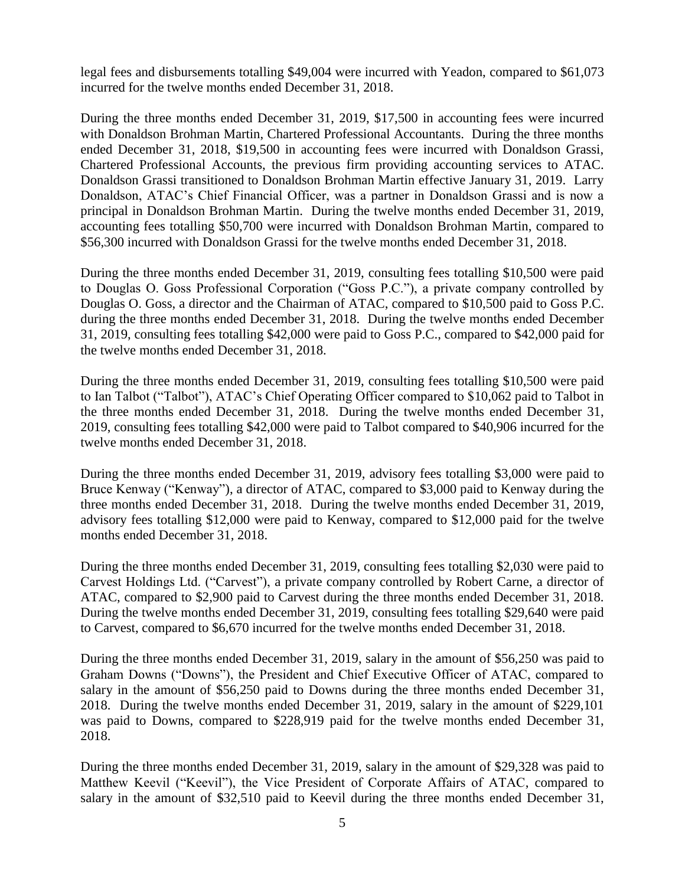legal fees and disbursements totalling $49,004 were incurred with Yeadon, compared to $61,073 incurred for the twelve months ended December 31, 2018.

During the three months ended December 31, 2019, $17,500 in accounting fees were incurred with Donaldson Brohman Martin, Chartered Professional Accountants. During the three months ended December 31, 2018, $19,500 in accounting fees were incurred with Donaldson Grassi, Chartered Professional Accounts, the previous firm providing accounting services to ATAC. Donaldson Grassi transitioned to Donaldson Brohman Martin effective January 31, 2019. Larry Donaldson, ATAC's Chief Financial Officer, was a partner in Donaldson Grassi and is now a principal in Donaldson Brohman Martin. During the twelve months ended December 31, 2019, accounting fees totalling $50,700 were incurred with Donaldson Brohman Martin, compared to $56,300 incurred with Donaldson Grassi for the twelve months ended December 31, 2018.

During the three months ended December 31, 2019, consulting fees totalling $10,500 were paid to Douglas O. Goss Professional Corporation ("Goss P.C."), a private company controlled by Douglas O. Goss, a director and the Chairman of ATAC, compared to $10,500 paid to Goss P.C. during the three months ended December 31, 2018. During the twelve months ended December 31, 2019, consulting fees totalling $42,000 were paid to Goss P.C., compared to $42,000 paid for the twelve months ended December 31, 2018.

During the three months ended December 31, 2019, consulting fees totalling $10,500 were paid to Ian Talbot ("Talbot"), ATAC's Chief Operating Officer compared to $10,062 paid to Talbot in the three months ended December 31, 2018. During the twelve months ended December 31, 2019, consulting fees totalling $42,000 were paid to Talbot compared to $40,906 incurred for the twelve months ended December 31, 2018.

During the three months ended December 31, 2019, advisory fees totalling $3,000 were paid to Bruce Kenway ("Kenway"), a director of ATAC, compared to $3,000 paid to Kenway during the three months ended December 31, 2018. During the twelve months ended December 31, 2019, advisory fees totalling $12,000 were paid to Kenway, compared to $12,000 paid for the twelve months ended December 31, 2018.

During the three months ended December 31, 2019, consulting fees totalling $2,030 were paid to Carvest Holdings Ltd. ("Carvest"), a private company controlled by Robert Carne, a director of ATAC, compared to $2,900 paid to Carvest during the three months ended December 31, 2018. During the twelve months ended December 31, 2019, consulting fees totalling $29,640 were paid to Carvest, compared to $6,670 incurred for the twelve months ended December 31, 2018.

During the three months ended December 31, 2019, salary in the amount of $56,250 was paid to Graham Downs ("Downs"), the President and Chief Executive Officer of ATAC, compared to salary in the amount of $56,250 paid to Downs during the three months ended December 31, 2018. During the twelve months ended December 31, 2019, salary in the amount of $229,101 was paid to Downs, compared to $228,919 paid for the twelve months ended December 31, 2018.

During the three months ended December 31, 2019, salary in the amount of $29,328 was paid to Matthew Keevil ("Keevil"), the Vice President of Corporate Affairs of ATAC, compared to salary in the amount of $32,510 paid to Keevil during the three months ended December 31,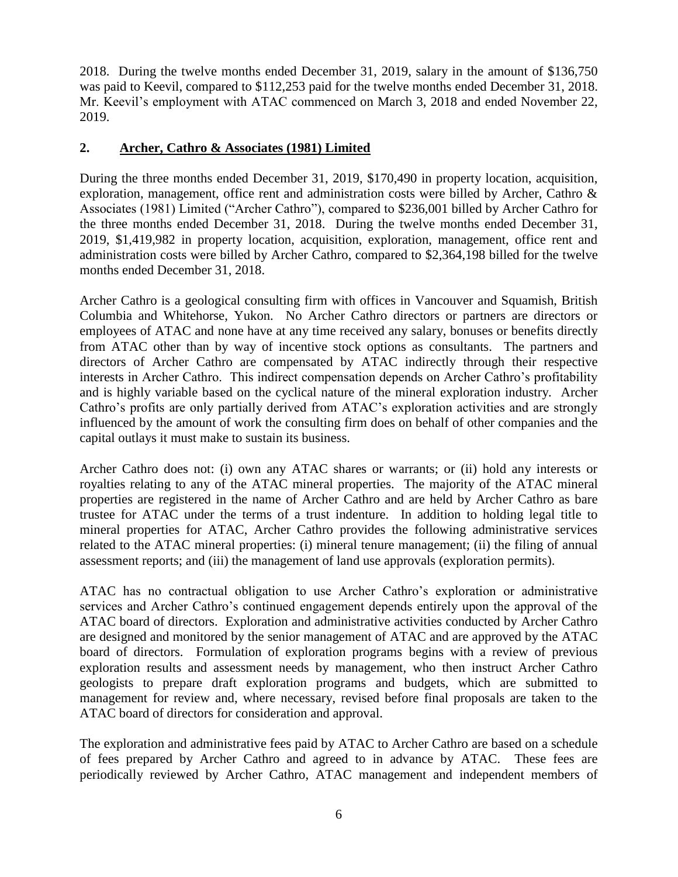2018. During the twelve months ended December 31, 2019, salary in the amount of $136,750 was paid to Keevil, compared to $112,253 paid for the twelve months ended December 31, 2018. Mr. Keevil's employment with ATAC commenced on March 3, 2018 and ended November 22, 2019.

## 2. Archer, Cathro & Associates (1981) Limited

During the three months ended December 31, 2019, $170,490 in property location, acquisition, exploration, management, office rent and administration costs were billed by Archer, Cathro & Associates (1981) Limited ("Archer Cathro"), compared to $236,001 billed by Archer Cathro for the three months ended December 31, 2018. During the twelve months ended December 31, 2019, $1,419,982 in property location, acquisition, exploration, management, office rent and administration costs were billed by Archer Cathro, compared to $2,364,198 billed for the twelve months ended December 31, 2018.

Archer Cathro is a geological consulting firm with offices in Vancouver and Squamish, British Columbia and Whitehorse, Yukon. No Archer Cathro directors or partners are directors or employees of ATAC and none have at any time received any salary, bonuses or benefits directly from ATAC other than by way of incentive stock options as consultants. The partners and directors of Archer Cathro are compensated by ATAC indirectly through their respective interests in Archer Cathro. This indirect compensation depends on Archer Cathro's profitability and is highly variable based on the cyclical nature of the mineral exploration industry. Archer Cathro's profits are only partially derived from ATAC's exploration activities and are strongly influenced by the amount of work the consulting firm does on behalf of other companies and the capital outlays it must make to sustain its business.

Archer Cathro does not: (i) own any ATAC shares or warrants; or (ii) hold any interests or royalties relating to any of the ATAC mineral properties. The majority of the ATAC mineral properties are registered in the name of Archer Cathro and are held by Archer Cathro as bare trustee for ATAC under the terms of a trust indenture. In addition to holding legal title to mineral properties for ATAC, Archer Cathro provides the following administrative services related to the ATAC mineral properties: (i) mineral tenure management; (ii) the filing of annual assessment reports; and (iii) the management of land use approvals (exploration permits).

ATAC has no contractual obligation to use Archer Cathro's exploration or administrative services and Archer Cathro's continued engagement depends entirely upon the approval of the ATAC board of directors. Exploration and administrative activities conducted by Archer Cathro are designed and monitored by the senior management of ATAC and are approved by the ATAC board of directors. Formulation of exploration programs begins with a review of previous exploration results and assessment needs by management, who then instruct Archer Cathro geologists to prepare draft exploration programs and budgets, which are submitted to management for review and, where necessary, revised before final proposals are taken to the ATAC board of directors for consideration and approval.

The exploration and administrative fees paid by ATAC to Archer Cathro are based on a schedule of fees prepared by Archer Cathro and agreed to in advance by ATAC. These fees are periodically reviewed by Archer Cathro, ATAC management and independent members of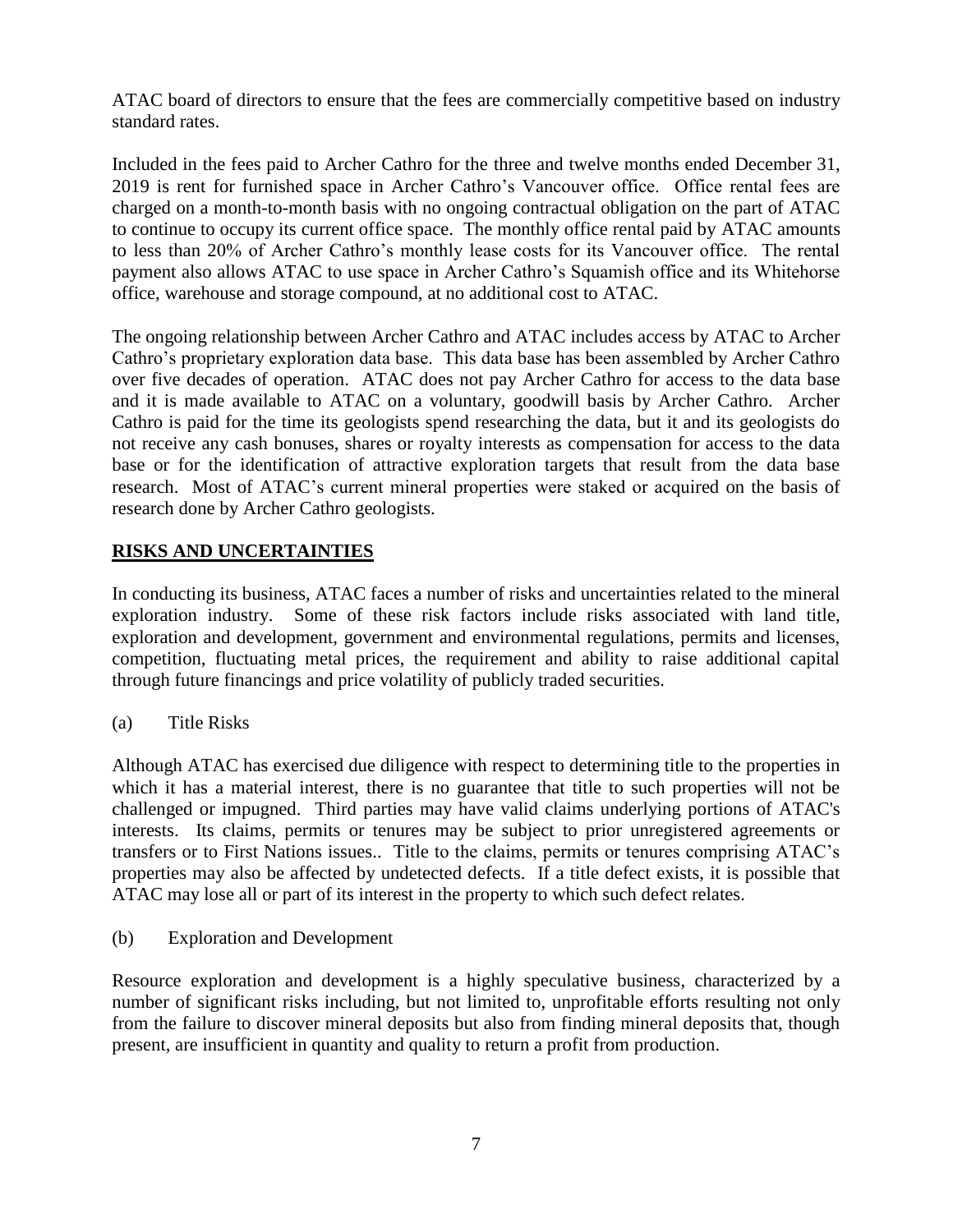ATAC board of directors to ensure that the fees are commercially competitive based on industry standard rates.

Included in the fees paid to Archer Cathro for the three and twelve months ended December 31, 2019 is rent for furnished space in Archer Cathro's Vancouver office. Office rental fees are charged on a month-to-month basis with no ongoing contractual obligation on the part of ATAC to continue to occupy its current office space. The monthly office rental paid by ATAC amounts to less than 20% of Archer Cathro's monthly lease costs for its Vancouver office. The rental payment also allows ATAC to use space in Archer Cathro's Squamish office and its Whitehorse office, warehouse and storage compound, at no additional cost to ATAC.

The ongoing relationship between Archer Cathro and ATAC includes access by ATAC to Archer Cathro's proprietary exploration data base. This data base has been assembled by Archer Cathro over five decades of operation. ATAC does not pay Archer Cathro for access to the data base and it is made available to ATAC on a voluntary, goodwill basis by Archer Cathro. Archer Cathro is paid for the time its geologists spend researching the data, but it and its geologists do not receive any cash bonuses, shares or royalty interests as compensation for access to the data base or for the identification of attractive exploration targets that result from the data base research. Most of ATAC's current mineral properties were staked or acquired on the basis of research done by Archer Cathro geologists.

## RISKS AND UNCERTAINTIES

In conducting its business, ATAC faces a number of risks and uncertainties related to the mineral exploration industry. Some of these risk factors include risks associated with land title, exploration and development, government and environmental regulations, permits and licenses, competition, fluctuating metal prices, the requirement and ability to raise additional capital through future financings and price volatility of publicly traded securities.

(a) Title Risks

Although ATAC has exercised due diligence with respect to determining title to the properties in which it has a material interest, there is no guarantee that title to such properties will not be challenged or impugned. Third parties may have valid claims underlying portions of ATAC's interests. Its claims, permits or tenures may be subject to prior unregistered agreements or transfers or to First Nations issues.. Title to the claims, permits or tenures comprising ATAC's properties may also be affected by undetected defects. If a title defect exists, it is possible that ATAC may lose all or part of its interest in the property to which such defect relates.

(b) Exploration and Development

Resource exploration and development is a highly speculative business, characterized by a number of significant risks including, but not limited to, unprofitable efforts resulting not only from the failure to discover mineral deposits but also from finding mineral deposits that, though present, are insufficient in quantity and quality to return a profit from production.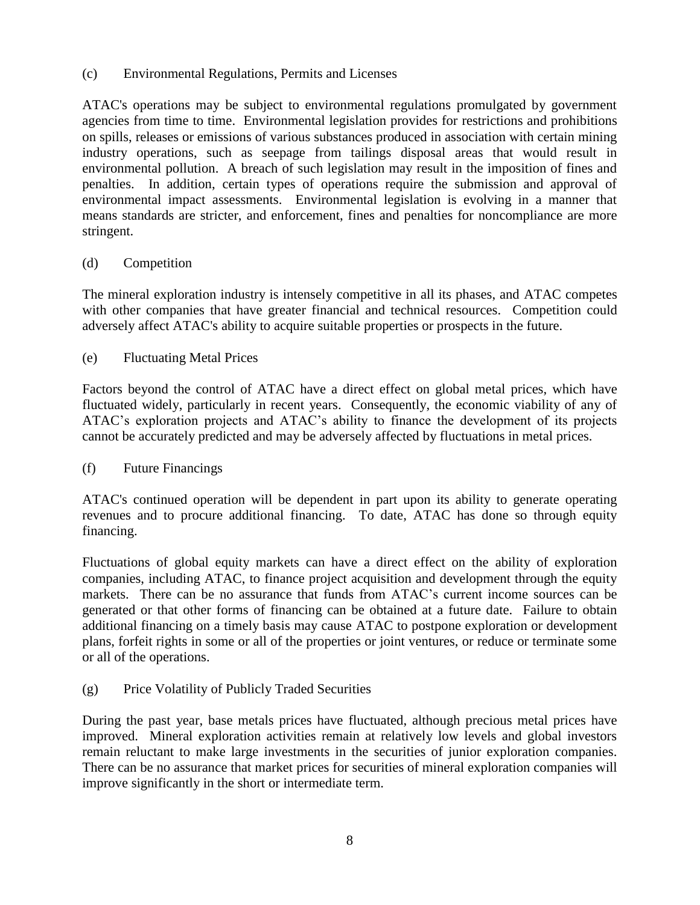(c) Environmental Regulations, Permits and Licenses

ATAC's operations may be subject to environmental regulations promulgated by government agencies from time to time. Environmental legislation provides for restrictions and prohibitions on spills, releases or emissions of various substances produced in association with certain mining industry operations, such as seepage from tailings disposal areas that would result in environmental pollution. A breach of such legislation may result in the imposition of fines and penalties. In addition, certain types of operations require the submission and approval of environmental impact assessments. Environmental legislation is evolving in a manner that means standards are stricter, and enforcement, fines and penalties for noncompliance are more stringent.

(d) Competition

The mineral exploration industry is intensely competitive in all its phases, and ATAC competes with other companies that have greater financial and technical resources. Competition could adversely affect ATAC's ability to acquire suitable properties or prospects in the future.

(e) Fluctuating Metal Prices

Factors beyond the control of ATAC have a direct effect on global metal prices, which have fluctuated widely, particularly in recent years. Consequently, the economic viability of any of ATAC's exploration projects and ATAC's ability to finance the development of its projects cannot be accurately predicted and may be adversely affected by fluctuations in metal prices.

(f) Future Financings

ATAC's continued operation will be dependent in part upon its ability to generate operating revenues and to procure additional financing. To date, ATAC has done so through equity financing.

Fluctuations of global equity markets can have a direct effect on the ability of exploration companies, including ATAC, to finance project acquisition and development through the equity markets. There can be no assurance that funds from ATAC's current income sources can be generated or that other forms of financing can be obtained at a future date. Failure to obtain additional financing on a timely basis may cause ATAC to postpone exploration or development plans, forfeit rights in some or all of the properties or joint ventures, or reduce or terminate some or all of the operations.

(g) Price Volatility of Publicly Traded Securities

During the past year, base metals prices have fluctuated, although precious metal prices have improved. Mineral exploration activities remain at relatively low levels and global investors remain reluctant to make large investments in the securities of junior exploration companies. There can be no assurance that market prices for securities of mineral exploration companies will improve significantly in the short or intermediate term.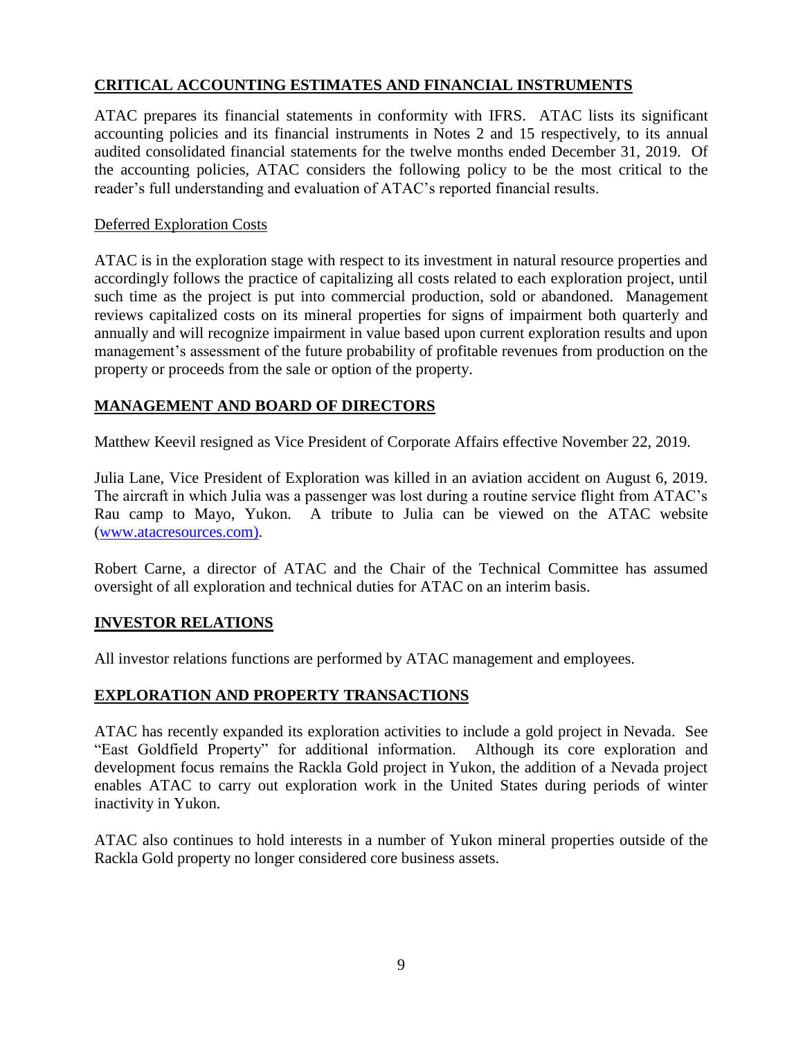## CRITICAL ACCOUNTING ESTIMATES AND FINANCIAL INSTRUMENTS

ATAC prepares its financial statements in conformity with IFRS. ATAC lists its significant accounting policies and its financial instruments in Notes 2 and 15 respectively, to its annual audited consolidated financial statements for the twelve months ended December 31, 2019. Of the accounting policies, ATAC considers the following policy to be the most critical to the reader's full understanding and evaluation of ATAC's reported financial results.

### Deferred Exploration Costs

ATAC is in the exploration stage with respect to its investment in natural resource properties and accordingly follows the practice of capitalizing all costs related to each exploration project, until such time as the project is put into commercial production, sold or abandoned. Management reviews capitalized costs on its mineral properties for signs of impairment both quarterly and annually and will recognize impairment in value based upon current exploration results and upon management's assessment of the future probability of profitable revenues from production on the property or proceeds from the sale or option of the property.

## MANAGEMENT AND BOARD OF DIRECTORS

Matthew Keevil resigned as Vice President of Corporate Affairs effective November 22, 2019.

Julia Lane, Vice President of Exploration was killed in an aviation accident on August 6, 2019. The aircraft in which Julia was a passenger was lost during a routine service flight from ATAC's Rau camp to Mayo, Yukon. A tribute to Julia can be viewed on the ATAC website (www.atacresources.com).

Robert Carne, a director of ATAC and the Chair of the Technical Committee has assumed oversight of all exploration and technical duties for ATAC on an interim basis.

## INVESTOR RELATIONS

All investor relations functions are performed by ATAC management and employees.

## EXPLORATION AND PROPERTY TRANSACTIONS

ATAC has recently expanded its exploration activities to include a gold project in Nevada. See "East Goldfield Property" for additional information. Although its core exploration and development focus remains the Rackla Gold project in Yukon, the addition of a Nevada project enables ATAC to carry out exploration work in the United States during periods of winter inactivity in Yukon.

ATAC also continues to hold interests in a number of Yukon mineral properties outside of the Rackla Gold property no longer considered core business assets.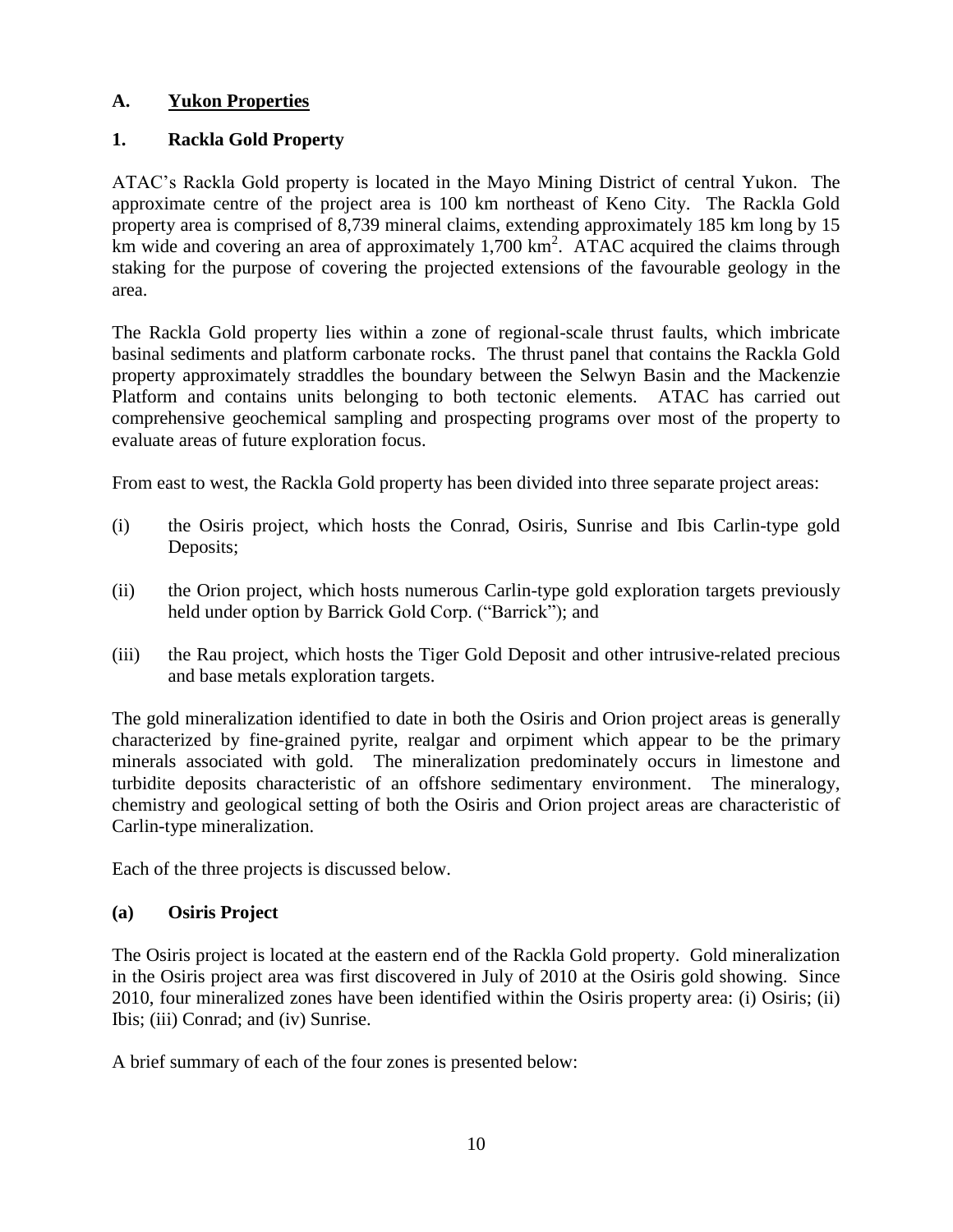## A. Yukon Properties

### 1. Rackla Gold Property

ATAC's Rackla Gold property is located in the Mayo Mining District of central Yukon. The approximate centre of the project area is 100 km northeast of Keno City. The Rackla Gold property area is comprised of 8,739 mineral claims, extending approximately 185 km long by 15 km wide and covering an area of approximately 1,700 km$^2$. ATAC acquired the claims through staking for the purpose of covering the projected extensions of the favourable geology in the area.

The Rackla Gold property lies within a zone of regional-scale thrust faults, which imbricate basinal sediments and platform carbonate rocks. The thrust panel that contains the Rackla Gold property approximately straddles the boundary between the Selwyn Basin and the Mackenzie Platform and contains units belonging to both tectonic elements. ATAC has carried out comprehensive geochemical sampling and prospecting programs over most of the property to evaluate areas of future exploration focus.

From east to west, the Rackla Gold property has been divided into three separate project areas:

(i) the Osiris project, which hosts the Conrad, Osiris, Sunrise and Ibis Carlin-type gold Deposits;

(ii) the Orion project, which hosts numerous Carlin-type gold exploration targets previously held under option by Barrick Gold Corp. ("Barrick"); and

(iii) the Rau project, which hosts the Tiger Gold Deposit and other intrusive-related precious and base metals exploration targets.

The gold mineralization identified to date in both the Osiris and Orion project areas is generally characterized by fine-grained pyrite, realgar and orpiment which appear to be the primary minerals associated with gold. The mineralization predominately occurs in limestone and turbidite deposits characteristic of an offshore sedimentary environment. The mineralogy, chemistry and geological setting of both the Osiris and Orion project areas are characteristic of Carlin-type mineralization.

Each of the three projects is discussed below.

#### (a) Osiris Project

The Osiris project is located at the eastern end of the Rackla Gold property. Gold mineralization in the Osiris project area was first discovered in July of 2010 at the Osiris gold showing. Since 2010, four mineralized zones have been identified within the Osiris property area: (i) Osiris; (ii) Ibis; (iii) Conrad; and (iv) Sunrise.

A brief summary of each of the four zones is presented below: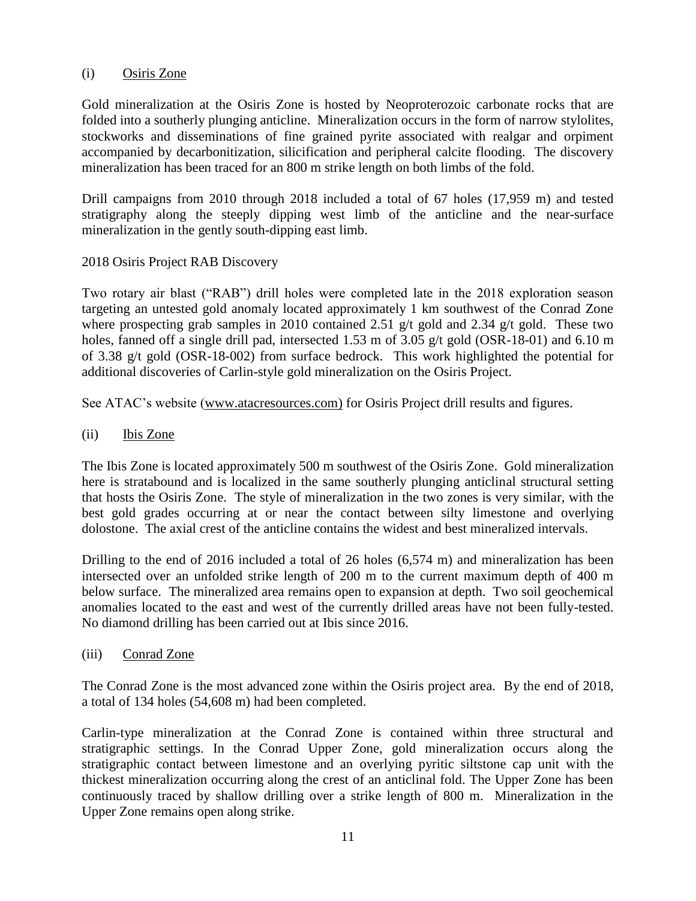### (i) Osiris Zone

Gold mineralization at the Osiris Zone is hosted by Neoproterozoic carbonate rocks that are folded into a southerly plunging anticline. Mineralization occurs in the form of narrow stylolites, stockworks and disseminations of fine grained pyrite associated with realgar and orpiment accompanied by decarbonitization, silicification and peripheral calcite flooding. The discovery mineralization has been traced for an 800 m strike length on both limbs of the fold.

Drill campaigns from 2010 through 2018 included a total of 67 holes (17,959 m) and tested stratigraphy along the steeply dipping west limb of the anticline and the near-surface mineralization in the gently south-dipping east limb.

2018 Osiris Project RAB Discovery

Two rotary air blast ("RAB") drill holes were completed late in the 2018 exploration season targeting an untested gold anomaly located approximately 1 km southwest of the Conrad Zone where prospecting grab samples in 2010 contained 2.51 g/t gold and 2.34 g/t gold. These two holes, fanned off a single drill pad, intersected 1.53 m of 3.05 g/t gold (OSR-18-01) and 6.10 m of 3.38 g/t gold (OSR-18-002) from surface bedrock. This work highlighted the potential for additional discoveries of Carlin-style gold mineralization on the Osiris Project.

See ATAC's website (www.atacresources.com) for Osiris Project drill results and figures.

### (ii) Ibis Zone

The Ibis Zone is located approximately 500 m southwest of the Osiris Zone. Gold mineralization here is stratabound and is localized in the same southerly plunging anticlinal structural setting that hosts the Osiris Zone. The style of mineralization in the two zones is very similar, with the best gold grades occurring at or near the contact between silty limestone and overlying dolostone. The axial crest of the anticline contains the widest and best mineralized intervals.

Drilling to the end of 2016 included a total of 26 holes (6,574 m) and mineralization has been intersected over an unfolded strike length of 200 m to the current maximum depth of 400 m below surface. The mineralized area remains open to expansion at depth. Two soil geochemical anomalies located to the east and west of the currently drilled areas have not been fully-tested. No diamond drilling has been carried out at Ibis since 2016.

### (iii) Conrad Zone

The Conrad Zone is the most advanced zone within the Osiris project area. By the end of 2018, a total of 134 holes (54,608 m) had been completed.

Carlin-type mineralization at the Conrad Zone is contained within three structural and stratigraphic settings. In the Conrad Upper Zone, gold mineralization occurs along the stratigraphic contact between limestone and an overlying pyritic siltstone cap unit with the thickest mineralization occurring along the crest of an anticlinal fold. The Upper Zone has been continuously traced by shallow drilling over a strike length of 800 m. Mineralization in the Upper Zone remains open along strike.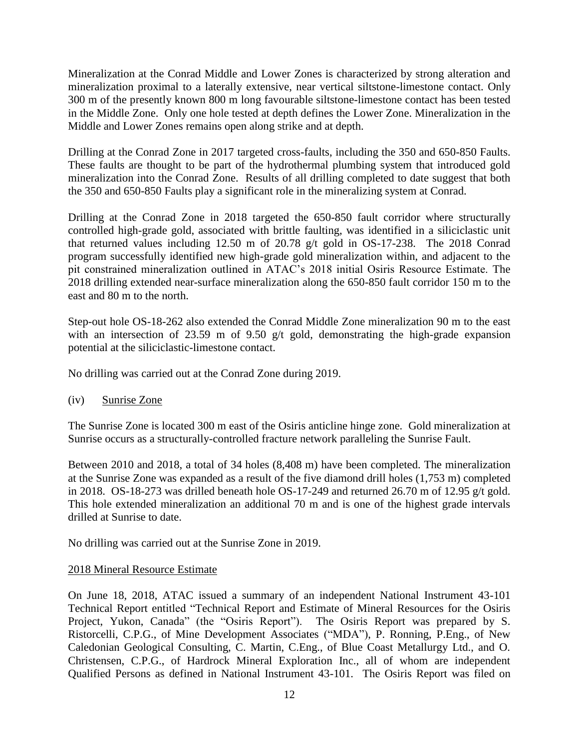Mineralization at the Conrad Middle and Lower Zones is characterized by strong alteration and mineralization proximal to a laterally extensive, near vertical siltstone-limestone contact. Only 300 m of the presently known 800 m long favourable siltstone-limestone contact has been tested in the Middle Zone. Only one hole tested at depth defines the Lower Zone. Mineralization in the Middle and Lower Zones remains open along strike and at depth.

Drilling at the Conrad Zone in 2017 targeted cross-faults, including the 350 and 650-850 Faults. These faults are thought to be part of the hydrothermal plumbing system that introduced gold mineralization into the Conrad Zone. Results of all drilling completed to date suggest that both the 350 and 650-850 Faults play a significant role in the mineralizing system at Conrad.

Drilling at the Conrad Zone in 2018 targeted the 650-850 fault corridor where structurally controlled high-grade gold, associated with brittle faulting, was identified in a siliciclastic unit that returned values including 12.50 m of 20.78 g/t gold in OS-17-238. The 2018 Conrad program successfully identified new high-grade gold mineralization within, and adjacent to the pit constrained mineralization outlined in ATAC's 2018 initial Osiris Resource Estimate. The 2018 drilling extended near-surface mineralization along the 650-850 fault corridor 150 m to the east and 80 m to the north.

Step-out hole OS-18-262 also extended the Conrad Middle Zone mineralization 90 m to the east with an intersection of 23.59 m of 9.50 g/t gold, demonstrating the high-grade expansion potential at the siliciclastic-limestone contact.

No drilling was carried out at the Conrad Zone during 2019.

(iv) Sunrise Zone

The Sunrise Zone is located 300 m east of the Osiris anticline hinge zone. Gold mineralization at Sunrise occurs as a structurally-controlled fracture network paralleling the Sunrise Fault.

Between 2010 and 2018, a total of 34 holes (8,408 m) have been completed. The mineralization at the Sunrise Zone was expanded as a result of the five diamond drill holes (1,753 m) completed in 2018. OS-18-273 was drilled beneath hole OS-17-249 and returned 26.70 m of 12.95 g/t gold. This hole extended mineralization an additional 70 m and is one of the highest grade intervals drilled at Sunrise to date.

No drilling was carried out at the Sunrise Zone in 2019.

2018 Mineral Resource Estimate

On June 18, 2018, ATAC issued a summary of an independent National Instrument 43-101 Technical Report entitled "Technical Report and Estimate of Mineral Resources for the Osiris Project, Yukon, Canada" (the "Osiris Report"). The Osiris Report was prepared by S. Ristorcelli, C.P.G., of Mine Development Associates ("MDA"), P. Ronning, P.Eng., of New Caledonian Geological Consulting, C. Martin, C.Eng., of Blue Coast Metallurgy Ltd., and O. Christensen, C.P.G., of Hardrock Mineral Exploration Inc., all of whom are independent Qualified Persons as defined in National Instrument 43-101. The Osiris Report was filed on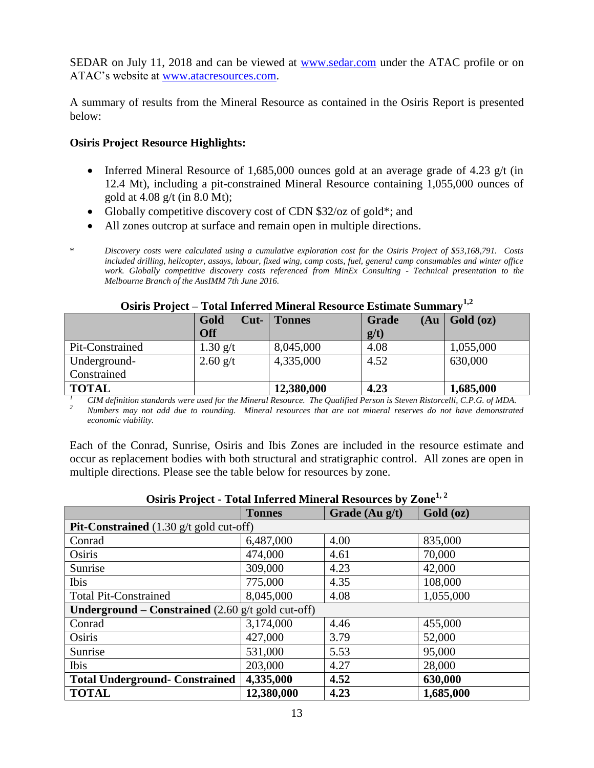SEDAR on July 11, 2018 and can be viewed at www.sedar.com under the ATAC profile or on ATAC's website at www.atacresources.com.

A summary of results from the Mineral Resource as contained in the Osiris Report is presented below:

**Osiris Project Resource Highlights:**

- Inferred Mineral Resource of 1,685,000 ounces gold at an average grade of 4.23 g/t (in 12.4 Mt), including a pit-constrained Mineral Resource containing 1,055,000 ounces of gold at 4.08 g/t (in 8.0 Mt);
- Globally competitive discovery cost of CDN $32/oz of gold*; and
- All zones outcrop at surface and remain open in multiple directions.

\* *Discovery costs were calculated using a cumulative exploration cost for the Osiris Project of $53,168,791. Costs included drilling, helicopter, assays, labour, fixed wing, camp costs, fuel, general camp consumables and winter office work. Globally competitive discovery costs referenced from MinEx Consulting - Technical presentation to the Melbourne Branch of the AusIMM 7th June 2016.*

**Osiris Project – Total Inferred Mineral Resource Estimate Summary[1,2]**

| | Gold Cut-Off | Tonnes | Grade (Au g/t) | Gold (oz) |
|---|---|---|---|---|
| Pit-Constrained | 1.30 g/t | 8,045,000 | 4.08 | 1,055,000 |
| Underground-Constrained | 2.60 g/t | 4,335,000 | 4.52 | 630,000 |
| **TOTAL** | | **12,380,000** | **4.23** | **1,685,000** |

[1] *CIM definition standards were used for the Mineral Resource. The Qualified Person is Steven Ristorcelli, C.P.G. of MDA.*
[2] *Numbers may not add due to rounding. Mineral resources that are not mineral reserves do not have demonstrated economic viability.*

Each of the Conrad, Sunrise, Osiris and Ibis Zones are included in the resource estimate and occur as replacement bodies with both structural and stratigraphic control. All zones are open in multiple directions. Please see the table below for resources by zone.

**Osiris Project - Total Inferred Mineral Resources by Zone[1, 2]**

| | Tonnes | Grade (Au g/t) | Gold (oz) |
|---|---|---|---|
| **Pit-Constrained** (1.30 g/t gold cut-off) | | | |
| Conrad | 6,487,000 | 4.00 | 835,000 |
| Osiris | 474,000 | 4.61 | 70,000 |
| Sunrise | 309,000 | 4.23 | 42,000 |
| Ibis | 775,000 | 4.35 | 108,000 |
| Total Pit-Constrained | 8,045,000 | 4.08 | 1,055,000 |
| **Underground – Constrained** (2.60 g/t gold cut-off) | | | |
| Conrad | 3,174,000 | 4.46 | 455,000 |
| Osiris | 427,000 | 3.79 | 52,000 |
| Sunrise | 531,000 | 5.53 | 95,000 |
| Ibis | 203,000 | 4.27 | 28,000 |
| **Total Underground- Constrained** | **4,335,000** | **4.52** | **630,000** |
| **TOTAL** | **12,380,000** | **4.23** | **1,685,000** |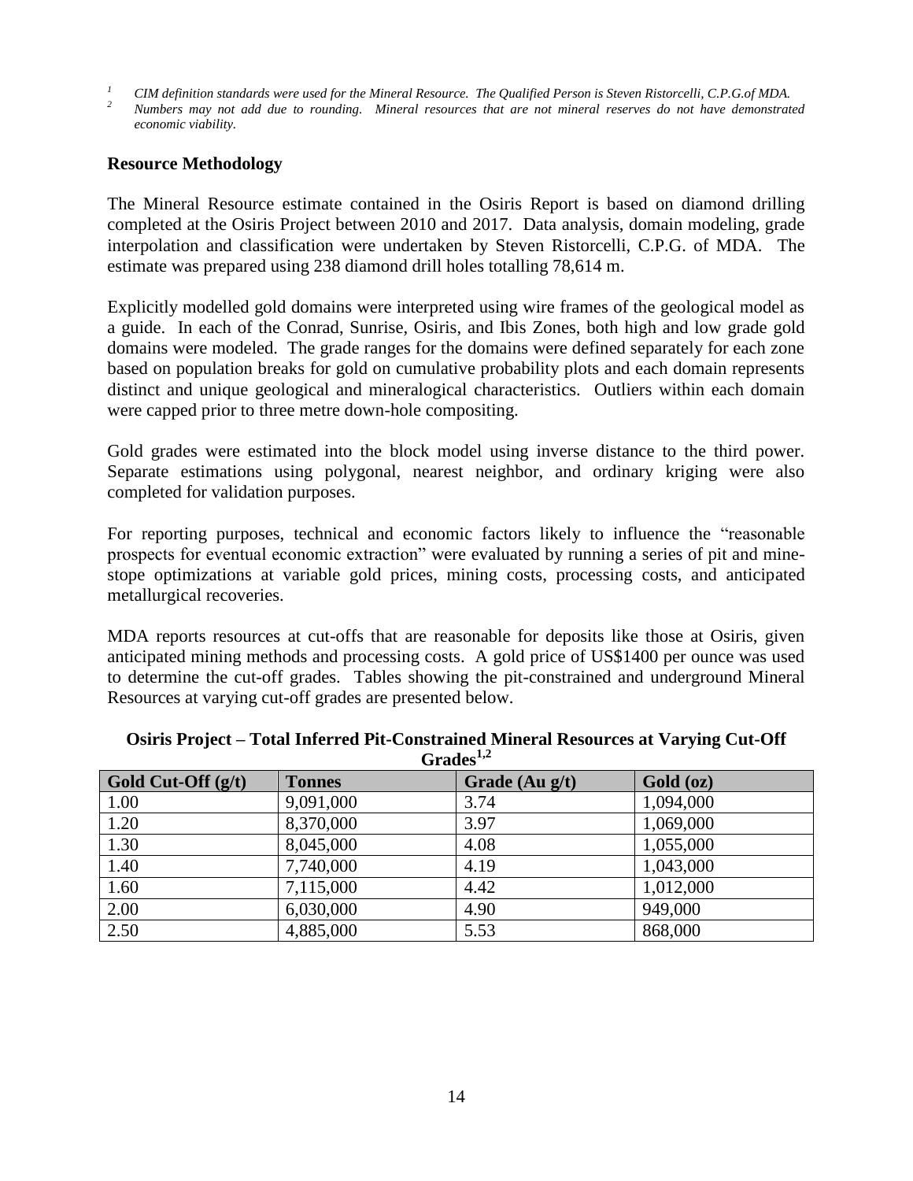[1] CIM definition standards were used for the Mineral Resource. The Qualified Person is Steven Ristorcelli, C.P.G.of MDA.

[2] Numbers may not add due to rounding. Mineral resources that are not mineral reserves do not have demonstrated economic viability.

### Resource Methodology

The Mineral Resource estimate contained in the Osiris Report is based on diamond drilling completed at the Osiris Project between 2010 and 2017. Data analysis, domain modeling, grade interpolation and classification were undertaken by Steven Ristorcelli, C.P.G. of MDA. The estimate was prepared using 238 diamond drill holes totalling 78,614 m.

Explicitly modelled gold domains were interpreted using wire frames of the geological model as a guide. In each of the Conrad, Sunrise, Osiris, and Ibis Zones, both high and low grade gold domains were modeled. The grade ranges for the domains were defined separately for each zone based on population breaks for gold on cumulative probability plots and each domain represents distinct and unique geological and mineralogical characteristics. Outliers within each domain were capped prior to three metre down-hole compositing.

Gold grades were estimated into the block model using inverse distance to the third power. Separate estimations using polygonal, nearest neighbor, and ordinary kriging were also completed for validation purposes.

For reporting purposes, technical and economic factors likely to influence the "reasonable prospects for eventual economic extraction" were evaluated by running a series of pit and mine-stope optimizations at variable gold prices, mining costs, processing costs, and anticipated metallurgical recoveries.

MDA reports resources at cut-offs that are reasonable for deposits like those at Osiris, given anticipated mining methods and processing costs. A gold price of US$1400 per ounce was used to determine the cut-off grades. Tables showing the pit-constrained and underground Mineral Resources at varying cut-off grades are presented below.

**Osiris Project – Total Inferred Pit-Constrained Mineral Resources at Varying Cut-Off Grades[1,2]**

| Gold Cut-Off (g/t) | Tonnes | Grade (Au g/t) | Gold (oz) |
|---|---|---|---|
| 1.00 | 9,091,000 | 3.74 | 1,094,000 |
| 1.20 | 8,370,000 | 3.97 | 1,069,000 |
| 1.30 | 8,045,000 | 4.08 | 1,055,000 |
| 1.40 | 7,740,000 | 4.19 | 1,043,000 |
| 1.60 | 7,115,000 | 4.42 | 1,012,000 |
| 2.00 | 6,030,000 | 4.90 | 949,000 |
| 2.50 | 4,885,000 | 5.53 | 868,000 |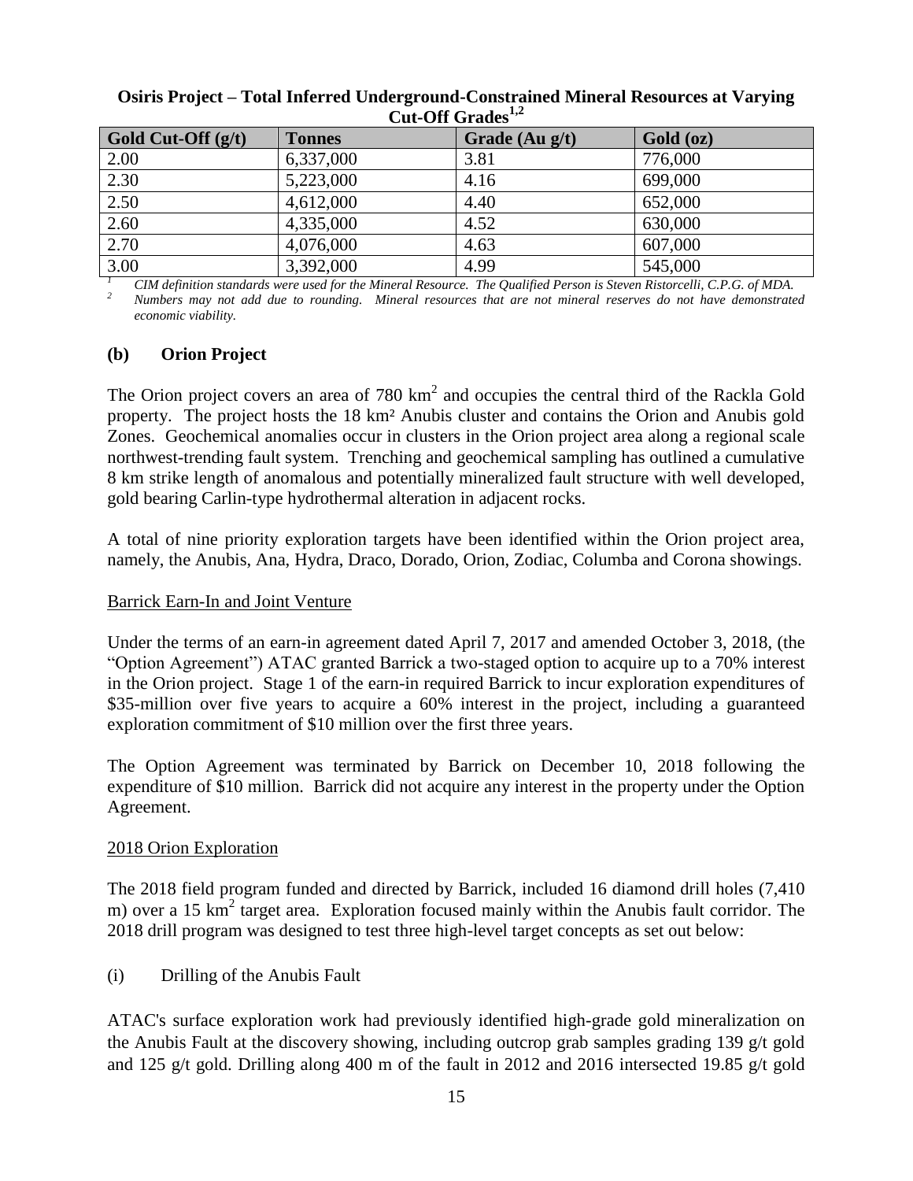**Osiris Project – Total Inferred Underground-Constrained Mineral Resources at Varying Cut-Off Grades[1,2]**

| Gold Cut-Off (g/t) | Tonnes | Grade (Au g/t) | Gold (oz) |
|---|---|---|---|
| 2.00 | 6,337,000 | 3.81 | 776,000 |
| 2.30 | 5,223,000 | 4.16 | 699,000 |
| 2.50 | 4,612,000 | 4.40 | 652,000 |
| 2.60 | 4,335,000 | 4.52 | 630,000 |
| 2.70 | 4,076,000 | 4.63 | 607,000 |
| 3.00 | 3,392,000 | 4.99 | 545,000 |

[1] *CIM definition standards were used for the Mineral Resource. The Qualified Person is Steven Ristorcelli, C.P.G. of MDA.*

[2] *Numbers may not add due to rounding. Mineral resources that are not mineral reserves do not have demonstrated economic viability.*

## (b) Orion Project

The Orion project covers an area of 780 km$^2$ and occupies the central third of the Rackla Gold property. The project hosts the 18 km$^2$ Anubis cluster and contains the Orion and Anubis gold Zones. Geochemical anomalies occur in clusters in the Orion project area along a regional scale northwest-trending fault system. Trenching and geochemical sampling has outlined a cumulative 8 km strike length of anomalous and potentially mineralized fault structure with well developed, gold bearing Carlin-type hydrothermal alteration in adjacent rocks.

A total of nine priority exploration targets have been identified within the Orion project area, namely, the Anubis, Ana, Hydra, Draco, Dorado, Orion, Zodiac, Columba and Corona showings.

### Barrick Earn-In and Joint Venture

Under the terms of an earn-in agreement dated April 7, 2017 and amended October 3, 2018, (the "Option Agreement") ATAC granted Barrick a two-staged option to acquire up to a 70% interest in the Orion project. Stage 1 of the earn-in required Barrick to incur exploration expenditures of \$35-million over five years to acquire a 60% interest in the project, including a guaranteed exploration commitment of \$10 million over the first three years.

The Option Agreement was terminated by Barrick on December 10, 2018 following the expenditure of \$10 million. Barrick did not acquire any interest in the property under the Option Agreement.

### 2018 Orion Exploration

The 2018 field program funded and directed by Barrick, included 16 diamond drill holes (7,410 m) over a 15 km$^2$ target area. Exploration focused mainly within the Anubis fault corridor. The 2018 drill program was designed to test three high-level target concepts as set out below:

(i) Drilling of the Anubis Fault

ATAC's surface exploration work had previously identified high-grade gold mineralization on the Anubis Fault at the discovery showing, including outcrop grab samples grading 139 g/t gold and 125 g/t gold. Drilling along 400 m of the fault in 2012 and 2016 intersected 19.85 g/t gold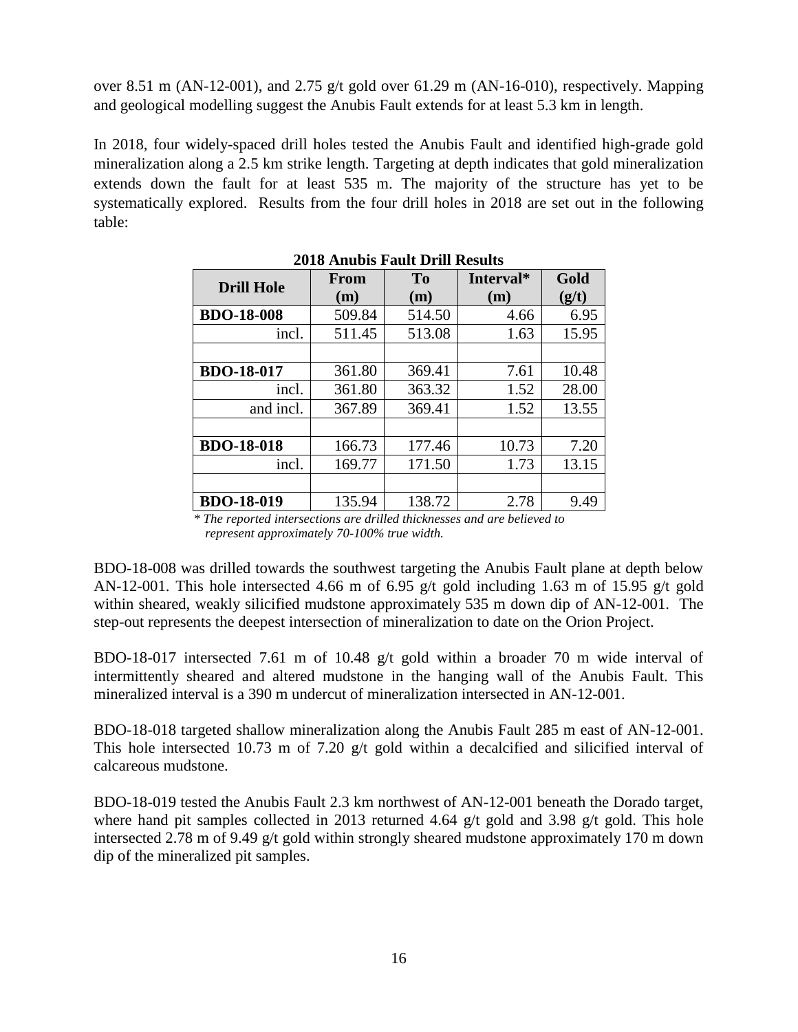over 8.51 m (AN-12-001), and 2.75 g/t gold over 61.29 m (AN-16-010), respectively. Mapping and geological modelling suggest the Anubis Fault extends for at least 5.3 km in length.

In 2018, four widely-spaced drill holes tested the Anubis Fault and identified high-grade gold mineralization along a 2.5 km strike length. Targeting at depth indicates that gold mineralization extends down the fault for at least 535 m. The majority of the structure has yet to be systematically explored. Results from the four drill holes in 2018 are set out in the following table:

**2018 Anubis Fault Drill Results**

| Drill Hole | From (m) | To (m) | Interval* (m) | Gold (g/t) |
|---|---|---|---|---|
| **BDO-18-008** | 509.84 | 514.50 | 4.66 | 6.95 |
| incl. | 511.45 | 513.08 | 1.63 | 15.95 |
| | | | | |
| **BDO-18-017** | 361.80 | 369.41 | 7.61 | 10.48 |
| incl. | 361.80 | 363.32 | 1.52 | 28.00 |
| and incl. | 367.89 | 369.41 | 1.52 | 13.55 |
| | | | | |
| **BDO-18-018** | 166.73 | 177.46 | 10.73 | 7.20 |
| incl. | 169.77 | 171.50 | 1.73 | 13.15 |
| | | | | |
| **BDO-18-019** | 135.94 | 138.72 | 2.78 | 9.49 |

*\* The reported intersections are drilled thicknesses and are believed to represent approximately 70-100% true width.*

BDO-18-008 was drilled towards the southwest targeting the Anubis Fault plane at depth below AN-12-001. This hole intersected 4.66 m of 6.95 g/t gold including 1.63 m of 15.95 g/t gold within sheared, weakly silicified mudstone approximately 535 m down dip of AN-12-001. The step-out represents the deepest intersection of mineralization to date on the Orion Project.

BDO-18-017 intersected 7.61 m of 10.48 g/t gold within a broader 70 m wide interval of intermittently sheared and altered mudstone in the hanging wall of the Anubis Fault. This mineralized interval is a 390 m undercut of mineralization intersected in AN-12-001.

BDO-18-018 targeted shallow mineralization along the Anubis Fault 285 m east of AN-12-001. This hole intersected 10.73 m of 7.20 g/t gold within a decalcified and silicified interval of calcareous mudstone.

BDO-18-019 tested the Anubis Fault 2.3 km northwest of AN-12-001 beneath the Dorado target, where hand pit samples collected in 2013 returned 4.64 g/t gold and 3.98 g/t gold. This hole intersected 2.78 m of 9.49 g/t gold within strongly sheared mudstone approximately 170 m down dip of the mineralized pit samples.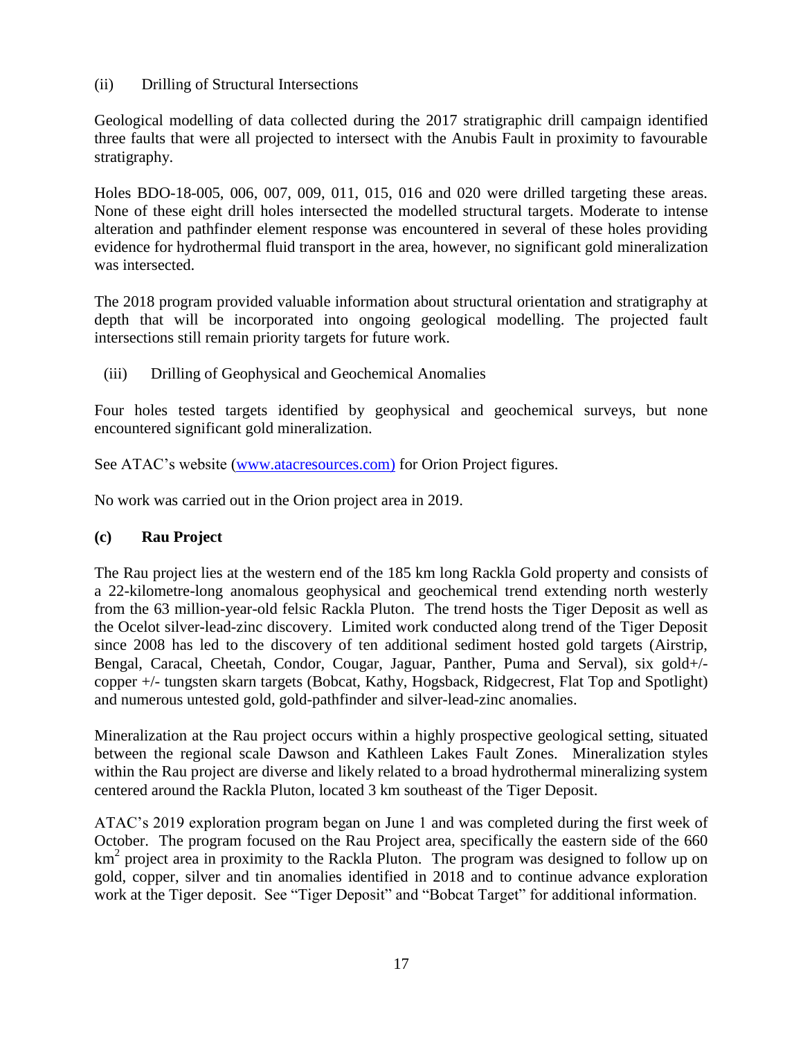(ii) Drilling of Structural Intersections

Geological modelling of data collected during the 2017 stratigraphic drill campaign identified three faults that were all projected to intersect with the Anubis Fault in proximity to favourable stratigraphy.

Holes BDO-18-005, 006, 007, 009, 011, 015, 016 and 020 were drilled targeting these areas. None of these eight drill holes intersected the modelled structural targets. Moderate to intense alteration and pathfinder element response was encountered in several of these holes providing evidence for hydrothermal fluid transport in the area, however, no significant gold mineralization was intersected.

The 2018 program provided valuable information about structural orientation and stratigraphy at depth that will be incorporated into ongoing geological modelling. The projected fault intersections still remain priority targets for future work.

(iii) Drilling of Geophysical and Geochemical Anomalies

Four holes tested targets identified by geophysical and geochemical surveys, but none encountered significant gold mineralization.

See ATAC's website (www.atacresources.com) for Orion Project figures.

No work was carried out in the Orion project area in 2019.

**(c) Rau Project**

The Rau project lies at the western end of the 185 km long Rackla Gold property and consists of a 22-kilometre-long anomalous geophysical and geochemical trend extending north westerly from the 63 million-year-old felsic Rackla Pluton. The trend hosts the Tiger Deposit as well as the Ocelot silver-lead-zinc discovery. Limited work conducted along trend of the Tiger Deposit since 2008 has led to the discovery of ten additional sediment hosted gold targets (Airstrip, Bengal, Caracal, Cheetah, Condor, Cougar, Jaguar, Panther, Puma and Serval), six gold+/- copper +/- tungsten skarn targets (Bobcat, Kathy, Hogsback, Ridgecrest, Flat Top and Spotlight) and numerous untested gold, gold-pathfinder and silver-lead-zinc anomalies.

Mineralization at the Rau project occurs within a highly prospective geological setting, situated between the regional scale Dawson and Kathleen Lakes Fault Zones. Mineralization styles within the Rau project are diverse and likely related to a broad hydrothermal mineralizing system centered around the Rackla Pluton, located 3 km southeast of the Tiger Deposit.

ATAC's 2019 exploration program began on June 1 and was completed during the first week of October. The program focused on the Rau Project area, specifically the eastern side of the 660 $km^2$ project area in proximity to the Rackla Pluton. The program was designed to follow up on gold, copper, silver and tin anomalies identified in 2018 and to continue advance exploration work at the Tiger deposit. See "Tiger Deposit" and "Bobcat Target" for additional information.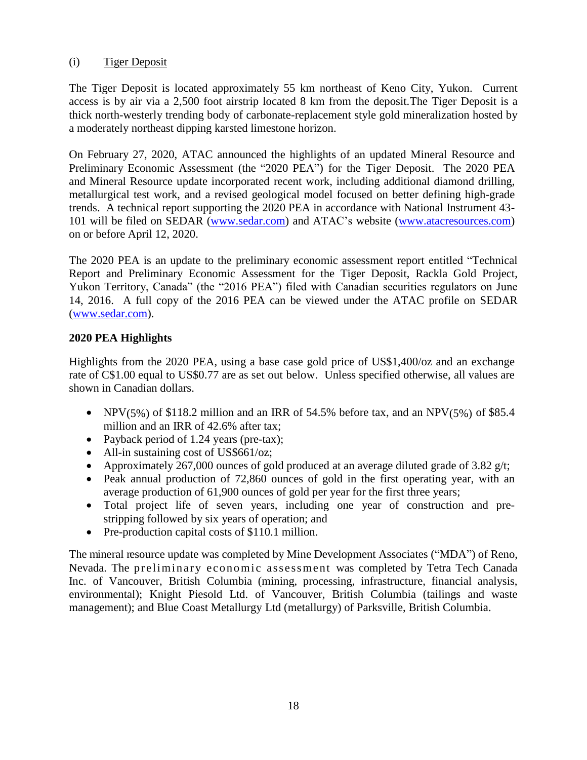(i) Tiger Deposit

The Tiger Deposit is located approximately 55 km northeast of Keno City, Yukon. Current access is by air via a 2,500 foot airstrip located 8 km from the deposit.The Tiger Deposit is a thick north-westerly trending body of carbonate-replacement style gold mineralization hosted by a moderately northeast dipping karsted limestone horizon.

On February 27, 2020, ATAC announced the highlights of an updated Mineral Resource and Preliminary Economic Assessment (the "2020 PEA") for the Tiger Deposit. The 2020 PEA and Mineral Resource update incorporated recent work, including additional diamond drilling, metallurgical test work, and a revised geological model focused on better defining high-grade trends. A technical report supporting the 2020 PEA in accordance with National Instrument 43-101 will be filed on SEDAR (www.sedar.com) and ATAC's website (www.atacresources.com) on or before April 12, 2020.

The 2020 PEA is an update to the preliminary economic assessment report entitled "Technical Report and Preliminary Economic Assessment for the Tiger Deposit, Rackla Gold Project, Yukon Territory, Canada" (the "2016 PEA") filed with Canadian securities regulators on June 14, 2016. A full copy of the 2016 PEA can be viewed under the ATAC profile on SEDAR (www.sedar.com).

**2020 PEA Highlights**

Highlights from the 2020 PEA, using a base case gold price of US$1,400/oz and an exchange rate of C$1.00 equal to US$0.77 are as set out below. Unless specified otherwise, all values are shown in Canadian dollars.

- $NPV_{(5\%)}$ of $118.2 million and an IRR of 54.5% before tax, and an $NPV_{(5\%)}$ of $85.4 million and an IRR of 42.6% after tax;
- Payback period of 1.24 years (pre-tax);
- All-in sustaining cost of US$661/oz;
- Approximately 267,000 ounces of gold produced at an average diluted grade of 3.82 g/t;
- Peak annual production of 72,860 ounces of gold in the first operating year, with an average production of 61,900 ounces of gold per year for the first three years;
- Total project life of seven years, including one year of construction and pre-stripping followed by six years of operation; and
- Pre-production capital costs of $110.1 million.

The mineral resource update was completed by Mine Development Associates ("MDA") of Reno, Nevada. The preliminary economic assessment was completed by Tetra Tech Canada Inc. of Vancouver, British Columbia (mining, processing, infrastructure, financial analysis, environmental); Knight Piesold Ltd. of Vancouver, British Columbia (tailings and waste management); and Blue Coast Metallurgy Ltd (metallurgy) of Parksville, British Columbia.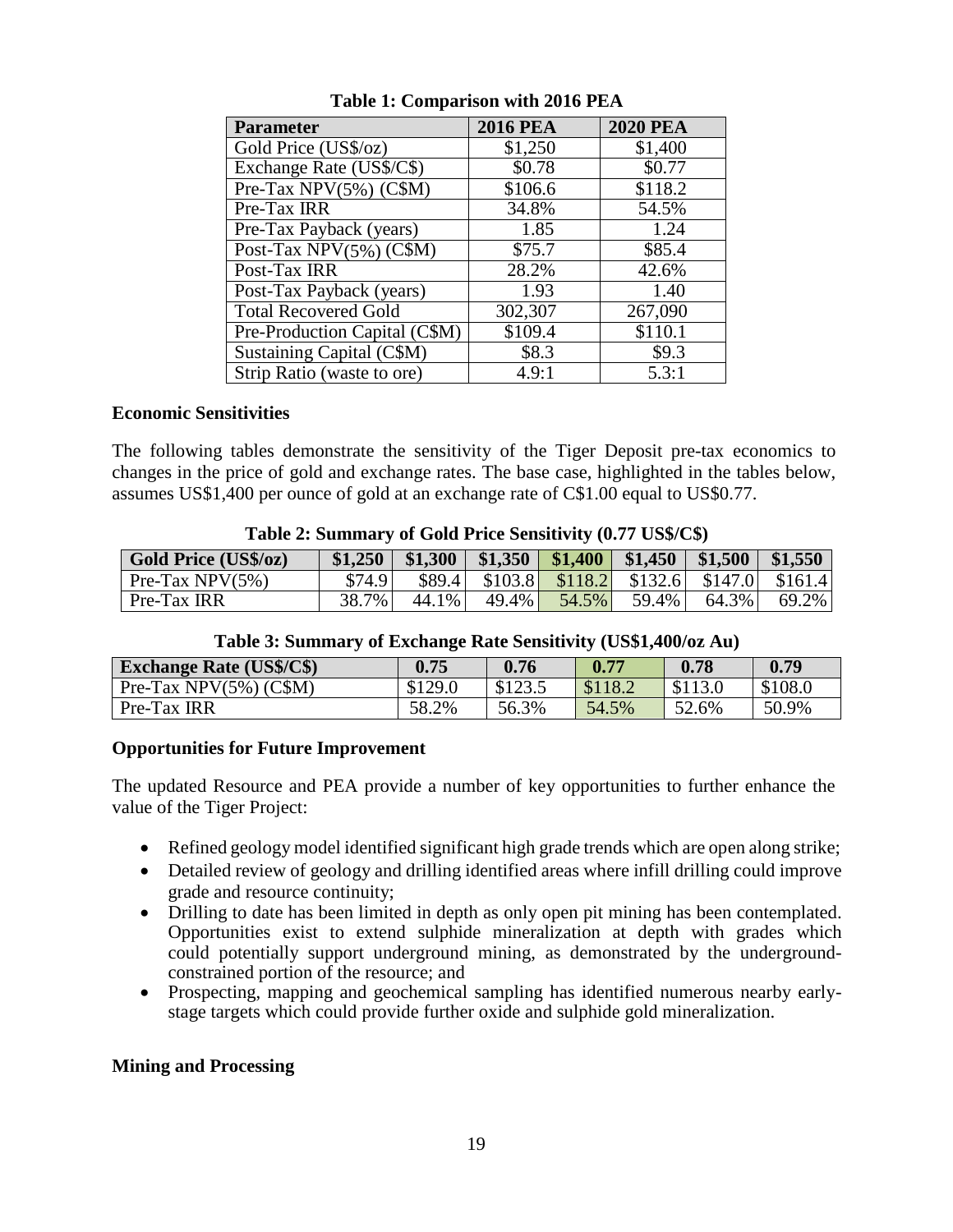**Table 1: Comparison with 2016 PEA**

| Parameter | 2016 PEA | 2020 PEA |
|---|---|---|
| Gold Price (US$/oz) | $1,250 | $1,400 |
| Exchange Rate (US$/C$) | $0.78 | $0.77 |
| Pre-Tax NPV(5%) (C$M) | $106.6 | $118.2 |
| Pre-Tax IRR | 34.8% | 54.5% |
| Pre-Tax Payback (years) | 1.85 | 1.24 |
| Post-Tax NPV(5%) (C$M) | $75.7 | $85.4 |
| Post-Tax IRR | 28.2% | 42.6% |
| Post-Tax Payback (years) | 1.93 | 1.40 |
| Total Recovered Gold | 302,307 | 267,090 |
| Pre-Production Capital (C$M) | $109.4 | $110.1 |
| Sustaining Capital (C$M) | $8.3 | $9.3 |
| Strip Ratio (waste to ore) | 4.9:1 | 5.3:1 |

**Economic Sensitivities**

The following tables demonstrate the sensitivity of the Tiger Deposit pre-tax economics to changes in the price of gold and exchange rates. The base case, highlighted in the tables below, assumes US$1,400 per ounce of gold at an exchange rate of C$1.00 equal to US$0.77.

**Table 2: Summary of Gold Price Sensitivity (0.77 US$/C$)**

| Gold Price (US$/oz) | $1,250 | $1,300 | $1,350 | $1,400 | $1,450 | $1,500 | $1,550 |
|---|---|---|---|---|---|---|---|
| Pre-Tax NPV(5%) | $74.9 | $89.4 | $103.8 | $118.2 | $132.6 | $147.0 | $161.4 |
| Pre-Tax IRR | 38.7% | 44.1% | 49.4% | 54.5% | 59.4% | 64.3% | 69.2% |

**Table 3: Summary of Exchange Rate Sensitivity (US$1,400/oz Au)**

| Exchange Rate (US$/C$) | 0.75 | 0.76 | 0.77 | 0.78 | 0.79 |
|---|---|---|---|---|---|
| Pre-Tax NPV(5%) (C$M) | $129.0 | $123.5 | $118.2 | $113.0 | $108.0 |
| Pre-Tax IRR | 58.2% | 56.3% | 54.5% | 52.6% | 50.9% |

**Opportunities for Future Improvement**

The updated Resource and PEA provide a number of key opportunities to further enhance the value of the Tiger Project:

- Refined geology model identified significant high grade trends which are open along strike;
- Detailed review of geology and drilling identified areas where infill drilling could improve grade and resource continuity;
- Drilling to date has been limited in depth as only open pit mining has been contemplated. Opportunities exist to extend sulphide mineralization at depth with grades which could potentially support underground mining, as demonstrated by the underground-constrained portion of the resource; and
- Prospecting, mapping and geochemical sampling has identified numerous nearby early-stage targets which could provide further oxide and sulphide gold mineralization.

**Mining and Processing**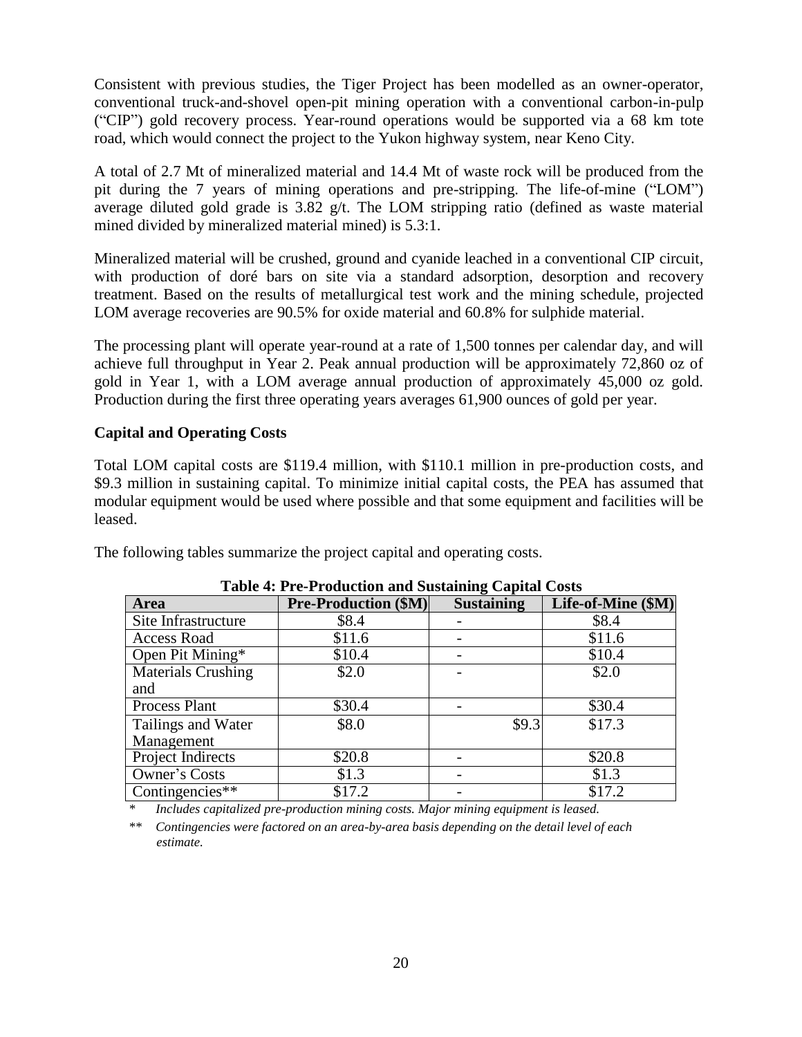Consistent with previous studies, the Tiger Project has been modelled as an owner-operator, conventional truck-and-shovel open-pit mining operation with a conventional carbon-in-pulp ("CIP") gold recovery process. Year-round operations would be supported via a 68 km tote road, which would connect the project to the Yukon highway system, near Keno City.

A total of 2.7 Mt of mineralized material and 14.4 Mt of waste rock will be produced from the pit during the 7 years of mining operations and pre-stripping. The life-of-mine ("LOM") average diluted gold grade is 3.82 g/t. The LOM stripping ratio (defined as waste material mined divided by mineralized material mined) is 5.3:1.

Mineralized material will be crushed, ground and cyanide leached in a conventional CIP circuit, with production of doré bars on site via a standard adsorption, desorption and recovery treatment. Based on the results of metallurgical test work and the mining schedule, projected LOM average recoveries are 90.5% for oxide material and 60.8% for sulphide material.

The processing plant will operate year-round at a rate of 1,500 tonnes per calendar day, and will achieve full throughput in Year 2. Peak annual production will be approximately 72,860 oz of gold in Year 1, with a LOM average annual production of approximately 45,000 oz gold. Production during the first three operating years averages 61,900 ounces of gold per year.

**Capital and Operating Costs**

Total LOM capital costs are $119.4 million, with $110.1 million in pre-production costs, and $9.3 million in sustaining capital. To minimize initial capital costs, the PEA has assumed that modular equipment would be used where possible and that some equipment and facilities will be leased.

The following tables summarize the project capital and operating costs.

**Table 4: Pre-Production and Sustaining Capital Costs**

| Area | Pre-Production ($M) | Sustaining | Life-of-Mine ($M) |
|---|---|---|---|
| Site Infrastructure | $8.4 | - | $8.4 |
| Access Road | $11.6 | - | $11.6 |
| Open Pit Mining* | $10.4 | - | $10.4 |
| Materials Crushing and | $2.0 | - | $2.0 |
| Process Plant | $30.4 | - | $30.4 |
| Tailings and Water Management | $8.0 | $9.3 | $17.3 |
| Project Indirects | $20.8 | - | $20.8 |
| Owner's Costs | $1.3 | - | $1.3 |
| Contingencies** | $17.2 | - | $17.2 |

\* *Includes capitalized pre-production mining costs. Major mining equipment is leased.*

\*\* *Contingencies were factored on an area-by-area basis depending on the detail level of each estimate.*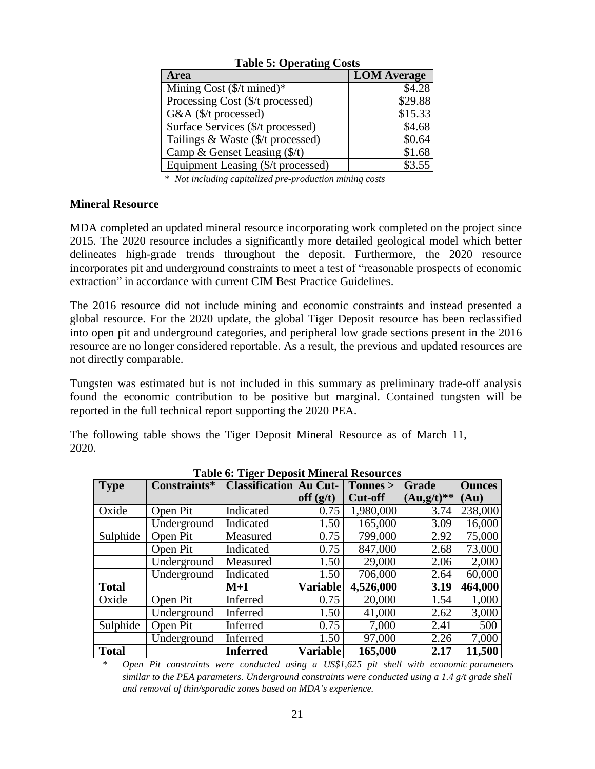**Table 5: Operating Costs**

| Area | LOM Average |
|---|---|
| Mining Cost ($/t mined)* | $4.28 |
| Processing Cost ($/t processed) | $29.88 |
| G&A ($/t processed) | $15.33 |
| Surface Services ($/t processed) | $4.68 |
| Tailings & Waste ($/t processed) | $0.64 |
| Camp & Genset Leasing ($/t) | $1.68 |
| Equipment Leasing ($/t processed) | $3.55 |

*\* Not including capitalized pre-production mining costs*

**Mineral Resource**

MDA completed an updated mineral resource incorporating work completed on the project since 2015. The 2020 resource includes a significantly more detailed geological model which better delineates high-grade trends throughout the deposit. Furthermore, the 2020 resource incorporates pit and underground constraints to meet a test of "reasonable prospects of economic extraction" in accordance with current CIM Best Practice Guidelines.

The 2016 resource did not include mining and economic constraints and instead presented a global resource. For the 2020 update, the global Tiger Deposit resource has been reclassified into open pit and underground categories, and peripheral low grade sections present in the 2016 resource are no longer considered reportable. As a result, the previous and updated resources are not directly comparable.

Tungsten was estimated but is not included in this summary as preliminary trade-off analysis found the economic contribution to be positive but marginal. Contained tungsten will be reported in the full technical report supporting the 2020 PEA.

The following table shows the Tiger Deposit Mineral Resource as of March 11, 2020.

**Table 6: Tiger Deposit Mineral Resources**

| Type | Constraints* | Classification | Au Cut-off (g/t) | Tonnes > Cut-off | Grade (Au,g/t)** | Ounces (Au) |
|---|---|---|---|---|---|---|
| Oxide | Open Pit | Indicated | 0.75 | 1,980,000 | 3.74 | 238,000 |
| | Underground | Indicated | 1.50 | 165,000 | 3.09 | 16,000 |
| Sulphide | Open Pit | Measured | 0.75 | 799,000 | 2.92 | 75,000 |
| | Open Pit | Indicated | 0.75 | 847,000 | 2.68 | 73,000 |
| | Underground | Measured | 1.50 | 29,000 | 2.06 | 2,000 |
| | Underground | Indicated | 1.50 | 706,000 | 2.64 | 60,000 |
| **Total** | | **M+I** | **Variable** | **4,526,000** | **3.19** | **464,000** |
| Oxide | Open Pit | Inferred | 0.75 | 20,000 | 1.54 | 1,000 |
| | Underground | Inferred | 1.50 | 41,000 | 2.62 | 3,000 |
| Sulphide | Open Pit | Inferred | 0.75 | 7,000 | 2.41 | 500 |
| | Underground | Inferred | 1.50 | 97,000 | 2.26 | 7,000 |
| **Total** | | **Inferred** | **Variable** | **165,000** | **2.17** | **11,500** |

*\* Open Pit constraints were conducted using a US$1,625 pit shell with economic parameters similar to the PEA parameters. Underground constraints were conducted using a 1.4 g/t grade shell and removal of thin/sporadic zones based on MDA's experience.*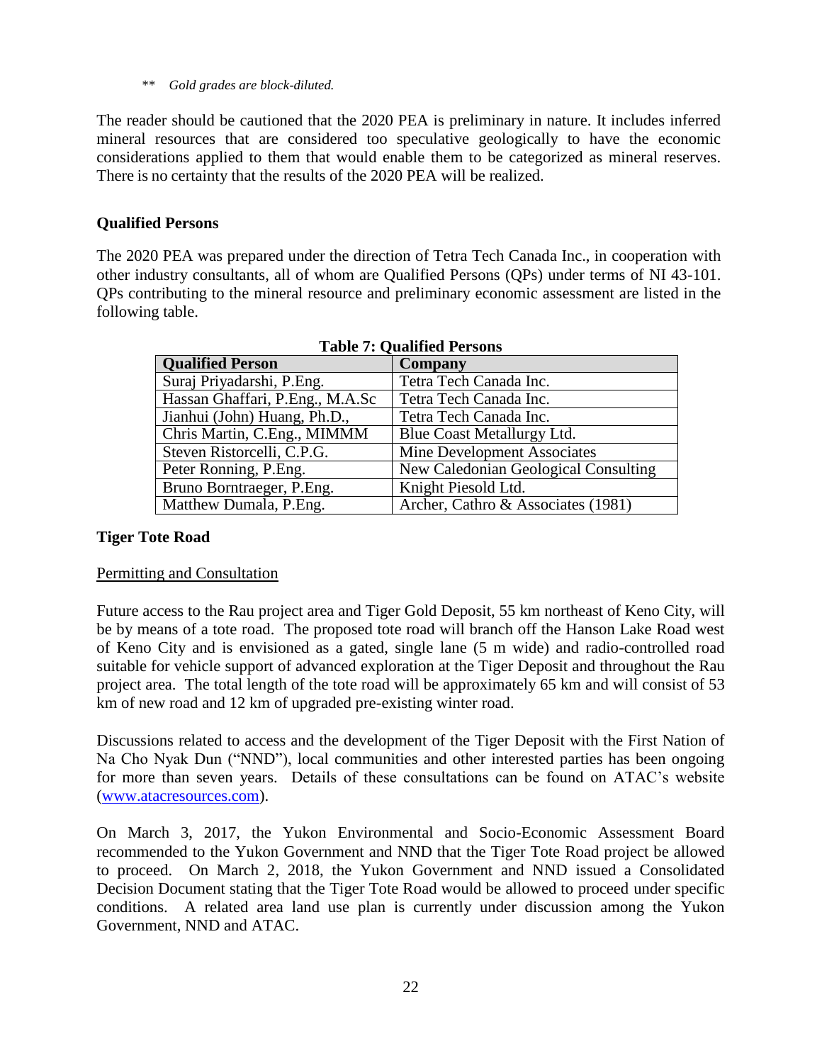\*\* *Gold grades are block-diluted.*

The reader should be cautioned that the 2020 PEA is preliminary in nature. It includes inferred mineral resources that are considered too speculative geologically to have the economic considerations applied to them that would enable them to be categorized as mineral reserves. There is no certainty that the results of the 2020 PEA will be realized.

**Qualified Persons**

The 2020 PEA was prepared under the direction of Tetra Tech Canada Inc., in cooperation with other industry consultants, all of whom are Qualified Persons (QPs) under terms of NI 43-101. QPs contributing to the mineral resource and preliminary economic assessment are listed in the following table.

**Table 7: Qualified Persons**

| Qualified Person | Company |
|---|---|
| Suraj Priyadarshi, P.Eng. | Tetra Tech Canada Inc. |
| Hassan Ghaffari, P.Eng., M.A.Sc | Tetra Tech Canada Inc. |
| Jianhui (John) Huang, Ph.D., | Tetra Tech Canada Inc. |
| Chris Martin, C.Eng., MIMMM | Blue Coast Metallurgy Ltd. |
| Steven Ristorcelli, C.P.G. | Mine Development Associates |
| Peter Ronning, P.Eng. | New Caledonian Geological Consulting |
| Bruno Borntraeger, P.Eng. | Knight Piesold Ltd. |
| Matthew Dumala, P.Eng. | Archer, Cathro & Associates (1981) |

**Tiger Tote Road**

Permitting and Consultation

Future access to the Rau project area and Tiger Gold Deposit, 55 km northeast of Keno City, will be by means of a tote road. The proposed tote road will branch off the Hanson Lake Road west of Keno City and is envisioned as a gated, single lane (5 m wide) and radio-controlled road suitable for vehicle support of advanced exploration at the Tiger Deposit and throughout the Rau project area. The total length of the tote road will be approximately 65 km and will consist of 53 km of new road and 12 km of upgraded pre-existing winter road.

Discussions related to access and the development of the Tiger Deposit with the First Nation of Na Cho Nyak Dun ("NND"), local communities and other interested parties has been ongoing for more than seven years. Details of these consultations can be found on ATAC's website (www.atacresources.com).

On March 3, 2017, the Yukon Environmental and Socio-Economic Assessment Board recommended to the Yukon Government and NND that the Tiger Tote Road project be allowed to proceed. On March 2, 2018, the Yukon Government and NND issued a Consolidated Decision Document stating that the Tiger Tote Road would be allowed to proceed under specific conditions. A related area land use plan is currently under discussion among the Yukon Government, NND and ATAC.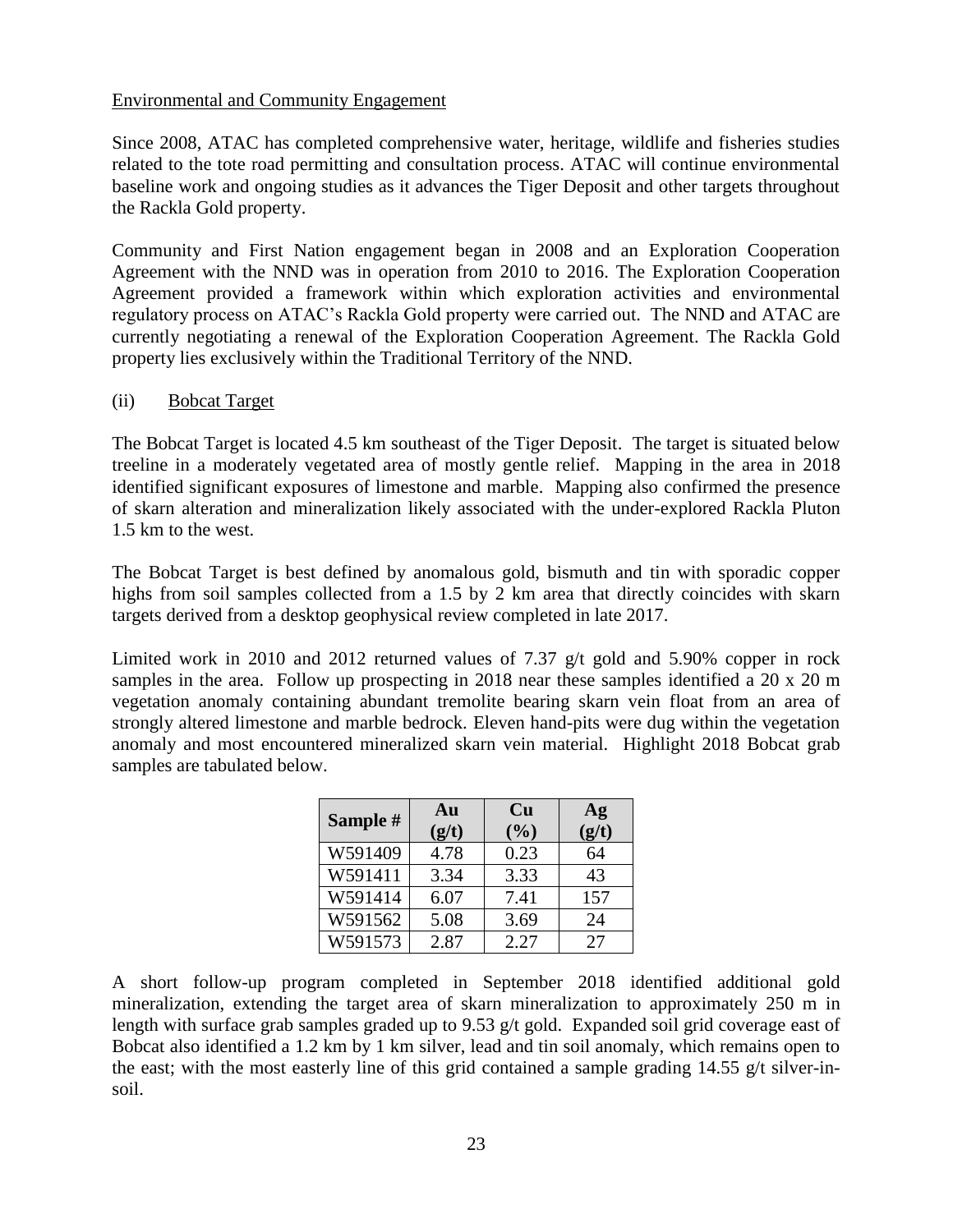Environmental and Community Engagement

Since 2008, ATAC has completed comprehensive water, heritage, wildlife and fisheries studies related to the tote road permitting and consultation process. ATAC will continue environmental baseline work and ongoing studies as it advances the Tiger Deposit and other targets throughout the Rackla Gold property.

Community and First Nation engagement began in 2008 and an Exploration Cooperation Agreement with the NND was in operation from 2010 to 2016. The Exploration Cooperation Agreement provided a framework within which exploration activities and environmental regulatory process on ATAC's Rackla Gold property were carried out. The NND and ATAC are currently negotiating a renewal of the Exploration Cooperation Agreement. The Rackla Gold property lies exclusively within the Traditional Territory of the NND.

(ii) Bobcat Target

The Bobcat Target is located 4.5 km southeast of the Tiger Deposit. The target is situated below treeline in a moderately vegetated area of mostly gentle relief. Mapping in the area in 2018 identified significant exposures of limestone and marble. Mapping also confirmed the presence of skarn alteration and mineralization likely associated with the under-explored Rackla Pluton 1.5 km to the west.

The Bobcat Target is best defined by anomalous gold, bismuth and tin with sporadic copper highs from soil samples collected from a 1.5 by 2 km area that directly coincides with skarn targets derived from a desktop geophysical review completed in late 2017.

Limited work in 2010 and 2012 returned values of 7.37 g/t gold and 5.90% copper in rock samples in the area. Follow up prospecting in 2018 near these samples identified a 20 x 20 m vegetation anomaly containing abundant tremolite bearing skarn vein float from an area of strongly altered limestone and marble bedrock. Eleven hand-pits were dug within the vegetation anomaly and most encountered mineralized skarn vein material. Highlight 2018 Bobcat grab samples are tabulated below.

| Sample # | Au (g/t) | Cu (%) | Ag (g/t) |
|---|---|---|---|
| W591409 | 4.78 | 0.23 | 64 |
| W591411 | 3.34 | 3.33 | 43 |
| W591414 | 6.07 | 7.41 | 157 |
| W591562 | 5.08 | 3.69 | 24 |
| W591573 | 2.87 | 2.27 | 27 |

A short follow-up program completed in September 2018 identified additional gold mineralization, extending the target area of skarn mineralization to approximately 250 m in length with surface grab samples graded up to 9.53 g/t gold. Expanded soil grid coverage east of Bobcat also identified a 1.2 km by 1 km silver, lead and tin soil anomaly, which remains open to the east; with the most easterly line of this grid contained a sample grading 14.55 g/t silver-in-soil.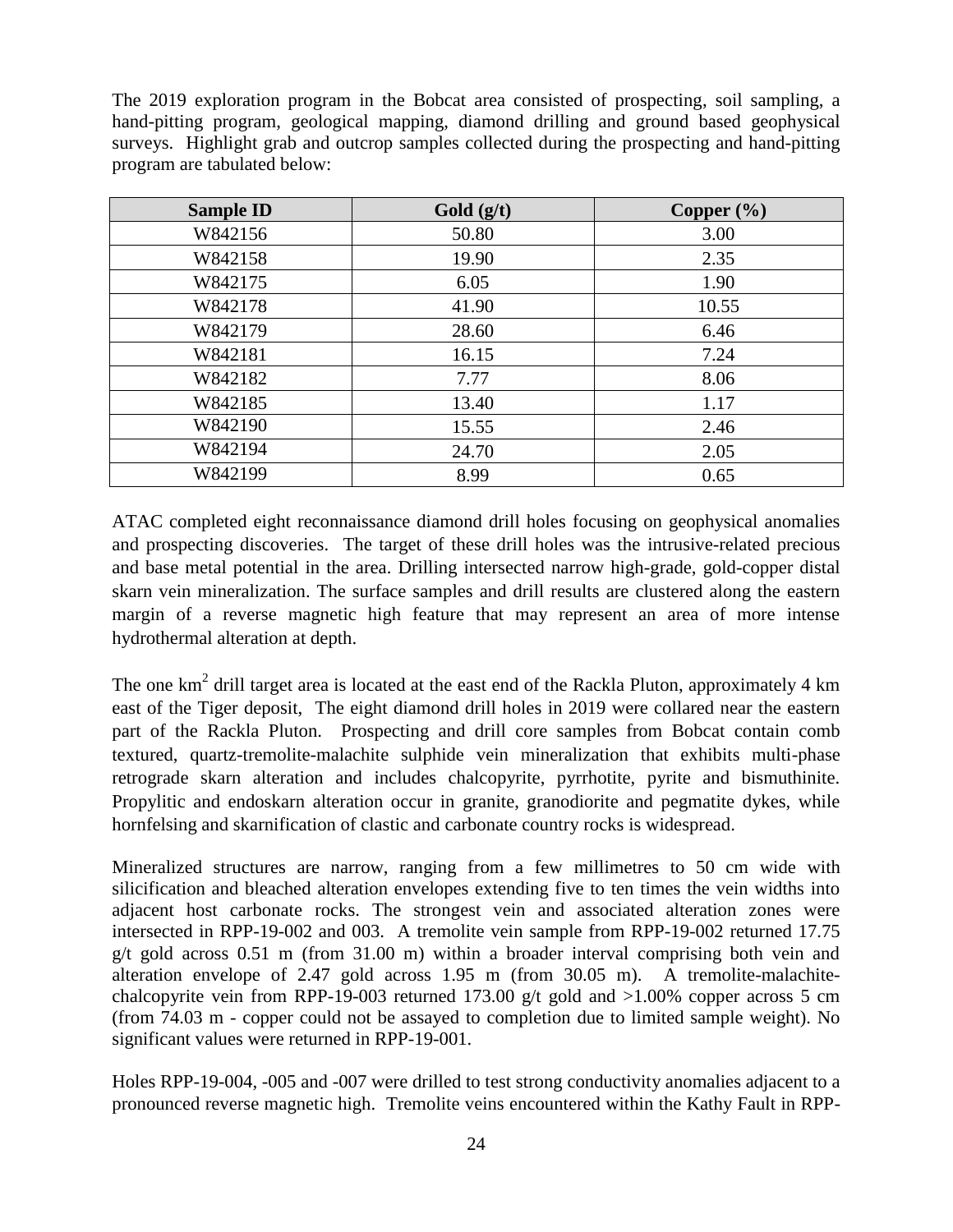The 2019 exploration program in the Bobcat area consisted of prospecting, soil sampling, a hand-pitting program, geological mapping, diamond drilling and ground based geophysical surveys. Highlight grab and outcrop samples collected during the prospecting and hand-pitting program are tabulated below:

| Sample ID | Gold (g/t) | Copper (%) |
|---|---|---|
| W842156 | 50.80 | 3.00 |
| W842158 | 19.90 | 2.35 |
| W842175 | 6.05 | 1.90 |
| W842178 | 41.90 | 10.55 |
| W842179 | 28.60 | 6.46 |
| W842181 | 16.15 | 7.24 |
| W842182 | 7.77 | 8.06 |
| W842185 | 13.40 | 1.17 |
| W842190 | 15.55 | 2.46 |
| W842194 | 24.70 | 2.05 |
| W842199 | 8.99 | 0.65 |

ATAC completed eight reconnaissance diamond drill holes focusing on geophysical anomalies and prospecting discoveries. The target of these drill holes was the intrusive-related precious and base metal potential in the area. Drilling intersected narrow high-grade, gold-copper distal skarn vein mineralization. The surface samples and drill results are clustered along the eastern margin of a reverse magnetic high feature that may represent an area of more intense hydrothermal alteration at depth.

The one $km^2$ drill target area is located at the east end of the Rackla Pluton, approximately 4 km east of the Tiger deposit, The eight diamond drill holes in 2019 were collared near the eastern part of the Rackla Pluton. Prospecting and drill core samples from Bobcat contain comb textured, quartz-tremolite-malachite sulphide vein mineralization that exhibits multi-phase retrograde skarn alteration and includes chalcopyrite, pyrrhotite, pyrite and bismuthinite. Propylitic and endoskarn alteration occur in granite, granodiorite and pegmatite dykes, while hornfelsing and skarnification of clastic and carbonate country rocks is widespread.

Mineralized structures are narrow, ranging from a few millimetres to 50 cm wide with silicification and bleached alteration envelopes extending five to ten times the vein widths into adjacent host carbonate rocks. The strongest vein and associated alteration zones were intersected in RPP-19-002 and 003. A tremolite vein sample from RPP-19-002 returned 17.75 g/t gold across 0.51 m (from 31.00 m) within a broader interval comprising both vein and alteration envelope of 2.47 gold across 1.95 m (from 30.05 m). A tremolite-malachite-chalcopyrite vein from RPP-19-003 returned 173.00 g/t gold and >1.00% copper across 5 cm (from 74.03 m - copper could not be assayed to completion due to limited sample weight). No significant values were returned in RPP-19-001.

Holes RPP-19-004, -005 and -007 were drilled to test strong conductivity anomalies adjacent to a pronounced reverse magnetic high. Tremolite veins encountered within the Kathy Fault in RPP-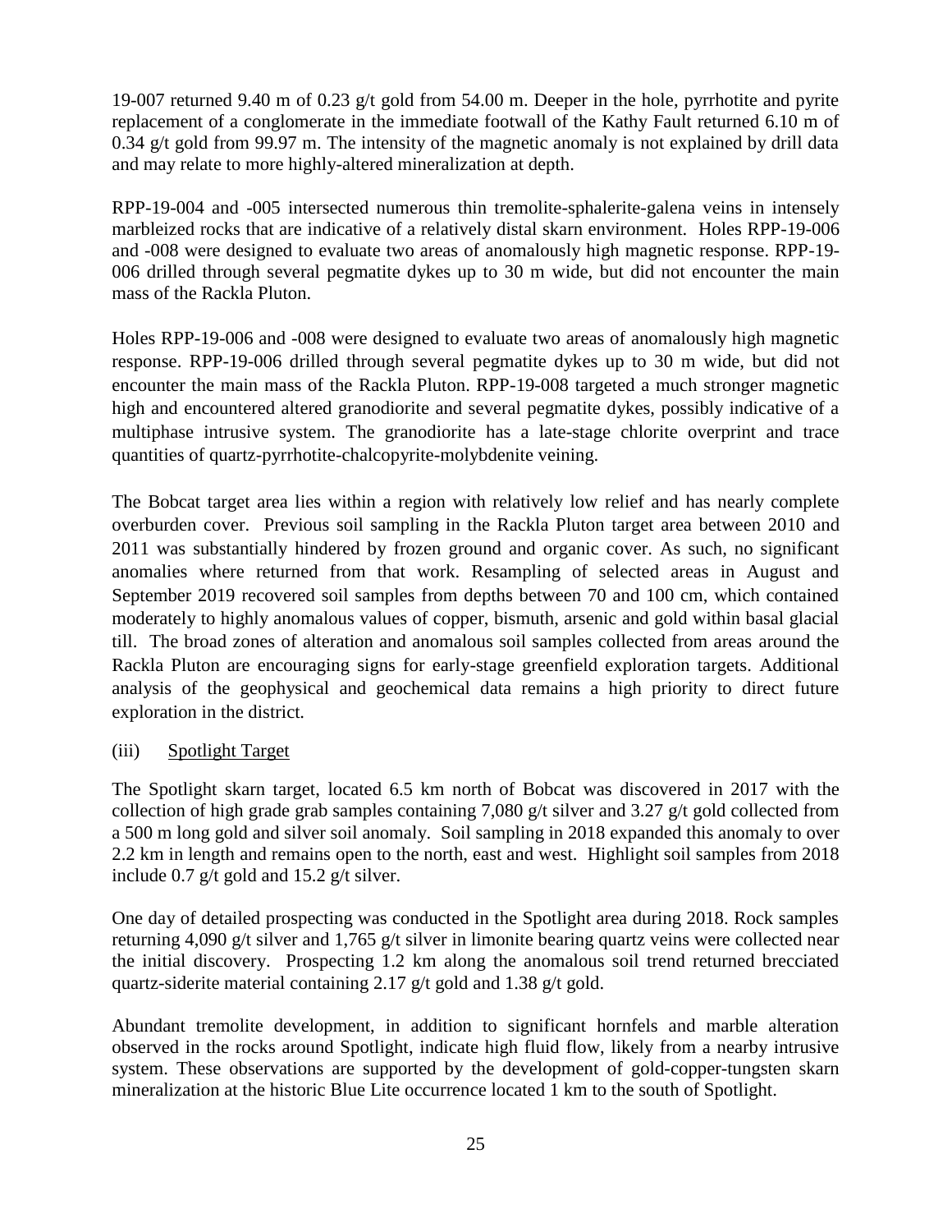19-007 returned 9.40 m of 0.23 g/t gold from 54.00 m. Deeper in the hole, pyrrhotite and pyrite replacement of a conglomerate in the immediate footwall of the Kathy Fault returned 6.10 m of 0.34 g/t gold from 99.97 m. The intensity of the magnetic anomaly is not explained by drill data and may relate to more highly-altered mineralization at depth.

RPP-19-004 and -005 intersected numerous thin tremolite-sphalerite-galena veins in intensely marbleized rocks that are indicative of a relatively distal skarn environment. Holes RPP-19-006 and -008 were designed to evaluate two areas of anomalously high magnetic response. RPP-19-006 drilled through several pegmatite dykes up to 30 m wide, but did not encounter the main mass of the Rackla Pluton.

Holes RPP-19-006 and -008 were designed to evaluate two areas of anomalously high magnetic response. RPP-19-006 drilled through several pegmatite dykes up to 30 m wide, but did not encounter the main mass of the Rackla Pluton. RPP-19-008 targeted a much stronger magnetic high and encountered altered granodiorite and several pegmatite dykes, possibly indicative of a multiphase intrusive system. The granodiorite has a late-stage chlorite overprint and trace quantities of quartz-pyrrhotite-chalcopyrite-molybdenite veining.

The Bobcat target area lies within a region with relatively low relief and has nearly complete overburden cover. Previous soil sampling in the Rackla Pluton target area between 2010 and 2011 was substantially hindered by frozen ground and organic cover. As such, no significant anomalies where returned from that work. Resampling of selected areas in August and September 2019 recovered soil samples from depths between 70 and 100 cm, which contained moderately to highly anomalous values of copper, bismuth, arsenic and gold within basal glacial till. The broad zones of alteration and anomalous soil samples collected from areas around the Rackla Pluton are encouraging signs for early-stage greenfield exploration targets. Additional analysis of the geophysical and geochemical data remains a high priority to direct future exploration in the district.

(iii) Spotlight Target

The Spotlight skarn target, located 6.5 km north of Bobcat was discovered in 2017 with the collection of high grade grab samples containing 7,080 g/t silver and 3.27 g/t gold collected from a 500 m long gold and silver soil anomaly. Soil sampling in 2018 expanded this anomaly to over 2.2 km in length and remains open to the north, east and west. Highlight soil samples from 2018 include 0.7 g/t gold and 15.2 g/t silver.

One day of detailed prospecting was conducted in the Spotlight area during 2018. Rock samples returning 4,090 g/t silver and 1,765 g/t silver in limonite bearing quartz veins were collected near the initial discovery. Prospecting 1.2 km along the anomalous soil trend returned brecciated quartz-siderite material containing 2.17 g/t gold and 1.38 g/t gold.

Abundant tremolite development, in addition to significant hornfels and marble alteration observed in the rocks around Spotlight, indicate high fluid flow, likely from a nearby intrusive system. These observations are supported by the development of gold-copper-tungsten skarn mineralization at the historic Blue Lite occurrence located 1 km to the south of Spotlight.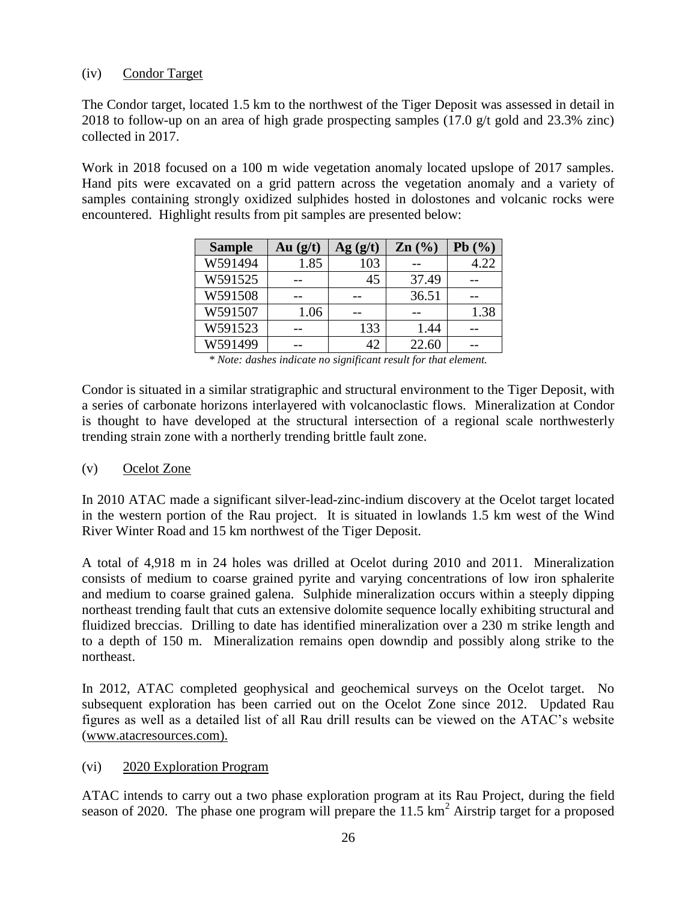### (iv) Condor Target

The Condor target, located 1.5 km to the northwest of the Tiger Deposit was assessed in detail in 2018 to follow-up on an area of high grade prospecting samples (17.0 g/t gold and 23.3% zinc) collected in 2017.

Work in 2018 focused on a 100 m wide vegetation anomaly located upslope of 2017 samples. Hand pits were excavated on a grid pattern across the vegetation anomaly and a variety of samples containing strongly oxidized sulphides hosted in dolostones and volcanic rocks were encountered. Highlight results from pit samples are presented below:

| Sample | Au (g/t) | Ag (g/t) | Zn (%) | Pb (%) |
|---|---|---|---|---|
| W591494 | 1.85 | 103 | -- | 4.22 |
| W591525 | -- | 45 | 37.49 | -- |
| W591508 | -- | -- | 36.51 | -- |
| W591507 | 1.06 | -- | -- | 1.38 |
| W591523 | -- | 133 | 1.44 | -- |
| W591499 | -- | 42 | 22.60 | -- |

*\* Note: dashes indicate no significant result for that element.*

Condor is situated in a similar stratigraphic and structural environment to the Tiger Deposit, with a series of carbonate horizons interlayered with volcanoclastic flows. Mineralization at Condor is thought to have developed at the structural intersection of a regional scale northwesterly trending strain zone with a northerly trending brittle fault zone.

### (v) Ocelot Zone

In 2010 ATAC made a significant silver-lead-zinc-indium discovery at the Ocelot target located in the western portion of the Rau project. It is situated in lowlands 1.5 km west of the Wind River Winter Road and 15 km northwest of the Tiger Deposit.

A total of 4,918 m in 24 holes was drilled at Ocelot during 2010 and 2011. Mineralization consists of medium to coarse grained pyrite and varying concentrations of low iron sphalerite and medium to coarse grained galena. Sulphide mineralization occurs within a steeply dipping northeast trending fault that cuts an extensive dolomite sequence locally exhibiting structural and fluidized breccias. Drilling to date has identified mineralization over a 230 m strike length and to a depth of 150 m. Mineralization remains open downdip and possibly along strike to the northeast.

In 2012, ATAC completed geophysical and geochemical surveys on the Ocelot target. No subsequent exploration has been carried out on the Ocelot Zone since 2012. Updated Rau figures as well as a detailed list of all Rau drill results can be viewed on the ATAC's website (www.atacresources.com).

### (vi) 2020 Exploration Program

ATAC intends to carry out a two phase exploration program at its Rau Project, during the field season of 2020. The phase one program will prepare the 11.5 km$^2$ Airstrip target for a proposed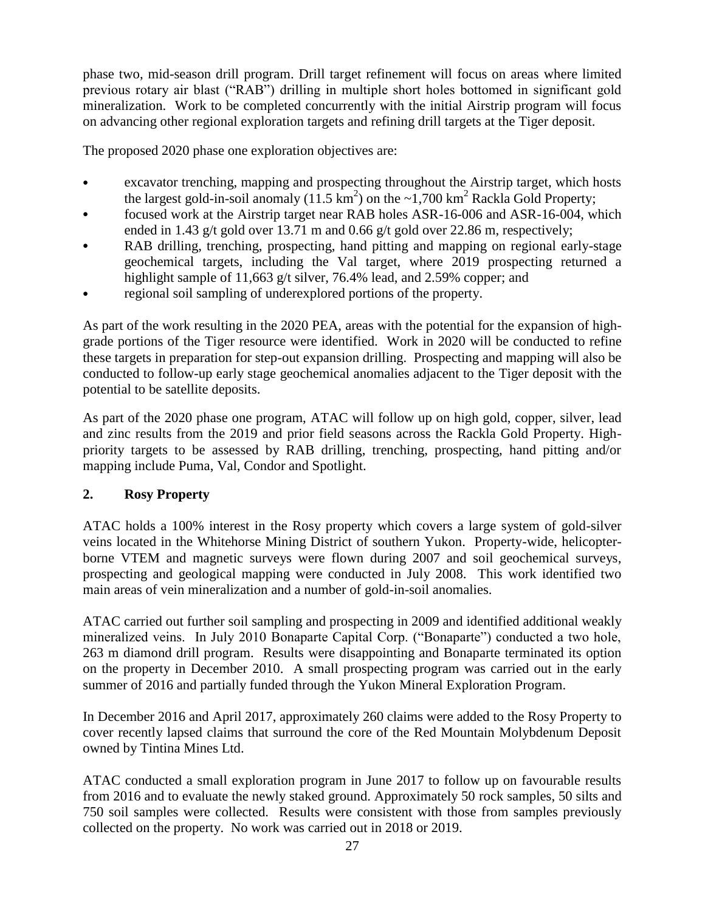phase two, mid-season drill program. Drill target refinement will focus on areas where limited previous rotary air blast ("RAB") drilling in multiple short holes bottomed in significant gold mineralization. Work to be completed concurrently with the initial Airstrip program will focus on advancing other regional exploration targets and refining drill targets at the Tiger deposit.

The proposed 2020 phase one exploration objectives are:

- excavator trenching, mapping and prospecting throughout the Airstrip target, which hosts the largest gold-in-soil anomaly (11.5 km$^2$) on the ~1,700 km$^2$ Rackla Gold Property;
- focused work at the Airstrip target near RAB holes ASR-16-006 and ASR-16-004, which ended in 1.43 g/t gold over 13.71 m and 0.66 g/t gold over 22.86 m, respectively;
- RAB drilling, trenching, prospecting, hand pitting and mapping on regional early-stage geochemical targets, including the Val target, where 2019 prospecting returned a highlight sample of 11,663 g/t silver, 76.4% lead, and 2.59% copper; and
- regional soil sampling of underexplored portions of the property.

As part of the work resulting in the 2020 PEA, areas with the potential for the expansion of high-grade portions of the Tiger resource were identified. Work in 2020 will be conducted to refine these targets in preparation for step-out expansion drilling. Prospecting and mapping will also be conducted to follow-up early stage geochemical anomalies adjacent to the Tiger deposit with the potential to be satellite deposits.

As part of the 2020 phase one program, ATAC will follow up on high gold, copper, silver, lead and zinc results from the 2019 and prior field seasons across the Rackla Gold Property. High-priority targets to be assessed by RAB drilling, trenching, prospecting, hand pitting and/or mapping include Puma, Val, Condor and Spotlight.

## 2. Rosy Property

ATAC holds a 100% interest in the Rosy property which covers a large system of gold-silver veins located in the Whitehorse Mining District of southern Yukon. Property-wide, helicopter-borne VTEM and magnetic surveys were flown during 2007 and soil geochemical surveys, prospecting and geological mapping were conducted in July 2008. This work identified two main areas of vein mineralization and a number of gold-in-soil anomalies.

ATAC carried out further soil sampling and prospecting in 2009 and identified additional weakly mineralized veins. In July 2010 Bonaparte Capital Corp. ("Bonaparte") conducted a two hole, 263 m diamond drill program. Results were disappointing and Bonaparte terminated its option on the property in December 2010. A small prospecting program was carried out in the early summer of 2016 and partially funded through the Yukon Mineral Exploration Program.

In December 2016 and April 2017, approximately 260 claims were added to the Rosy Property to cover recently lapsed claims that surround the core of the Red Mountain Molybdenum Deposit owned by Tintina Mines Ltd.

ATAC conducted a small exploration program in June 2017 to follow up on favourable results from 2016 and to evaluate the newly staked ground. Approximately 50 rock samples, 50 silts and 750 soil samples were collected. Results were consistent with those from samples previously collected on the property. No work was carried out in 2018 or 2019.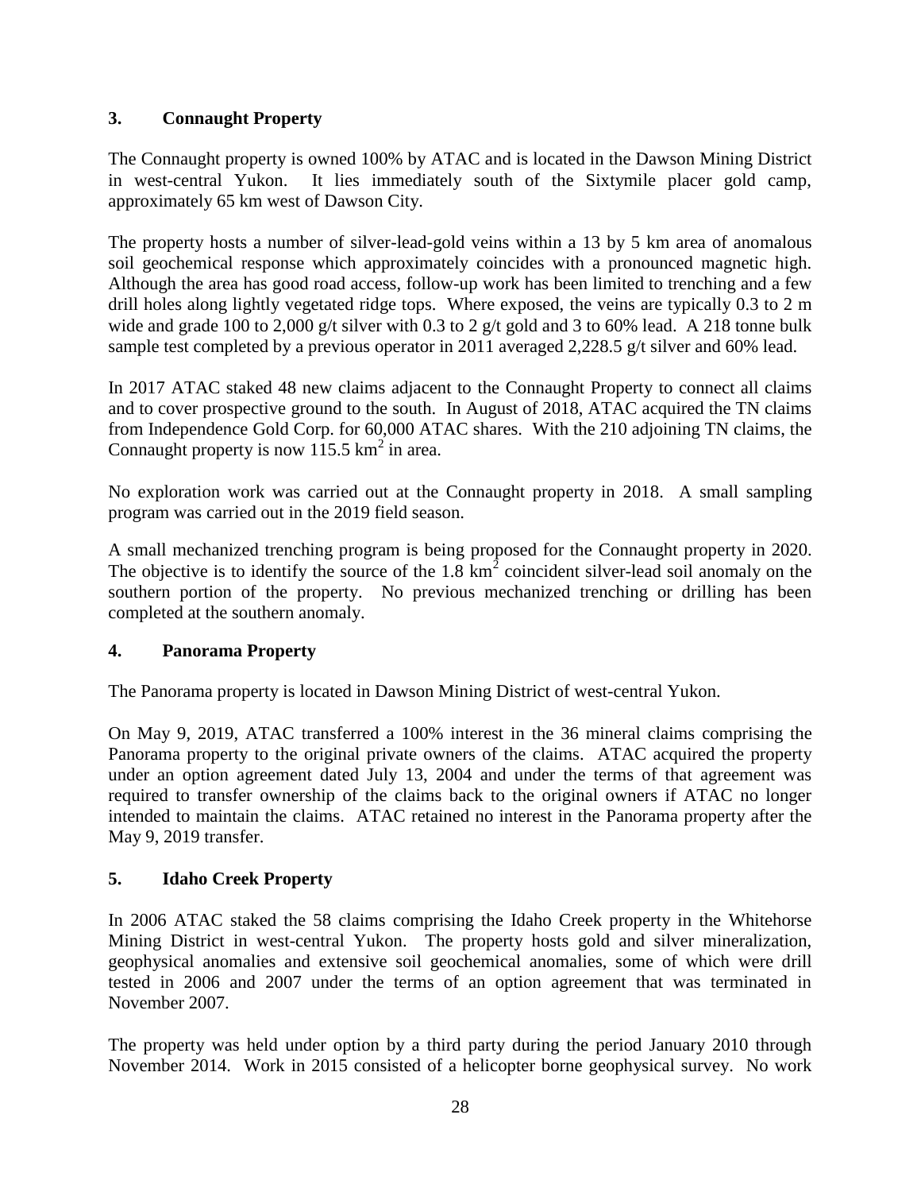## 3. Connaught Property

The Connaught property is owned 100% by ATAC and is located in the Dawson Mining District in west-central Yukon. It lies immediately south of the Sixtymile placer gold camp, approximately 65 km west of Dawson City.

The property hosts a number of silver-lead-gold veins within a 13 by 5 km area of anomalous soil geochemical response which approximately coincides with a pronounced magnetic high. Although the area has good road access, follow-up work has been limited to trenching and a few drill holes along lightly vegetated ridge tops. Where exposed, the veins are typically 0.3 to 2 m wide and grade 100 to 2,000 g/t silver with 0.3 to 2 g/t gold and 3 to 60% lead. A 218 tonne bulk sample test completed by a previous operator in 2011 averaged 2,228.5 g/t silver and 60% lead.

In 2017 ATAC staked 48 new claims adjacent to the Connaught Property to connect all claims and to cover prospective ground to the south. In August of 2018, ATAC acquired the TN claims from Independence Gold Corp. for 60,000 ATAC shares. With the 210 adjoining TN claims, the Connaught property is now 115.5 $km^2$ in area.

No exploration work was carried out at the Connaught property in 2018. A small sampling program was carried out in the 2019 field season.

A small mechanized trenching program is being proposed for the Connaught property in 2020. The objective is to identify the source of the 1.8 $km^2$ coincident silver-lead soil anomaly on the southern portion of the property. No previous mechanized trenching or drilling has been completed at the southern anomaly.

## 4. Panorama Property

The Panorama property is located in Dawson Mining District of west-central Yukon.

On May 9, 2019, ATAC transferred a 100% interest in the 36 mineral claims comprising the Panorama property to the original private owners of the claims. ATAC acquired the property under an option agreement dated July 13, 2004 and under the terms of that agreement was required to transfer ownership of the claims back to the original owners if ATAC no longer intended to maintain the claims. ATAC retained no interest in the Panorama property after the May 9, 2019 transfer.

## 5. Idaho Creek Property

In 2006 ATAC staked the 58 claims comprising the Idaho Creek property in the Whitehorse Mining District in west-central Yukon. The property hosts gold and silver mineralization, geophysical anomalies and extensive soil geochemical anomalies, some of which were drill tested in 2006 and 2007 under the terms of an option agreement that was terminated in November 2007.

The property was held under option by a third party during the period January 2010 through November 2014. Work in 2015 consisted of a helicopter borne geophysical survey. No work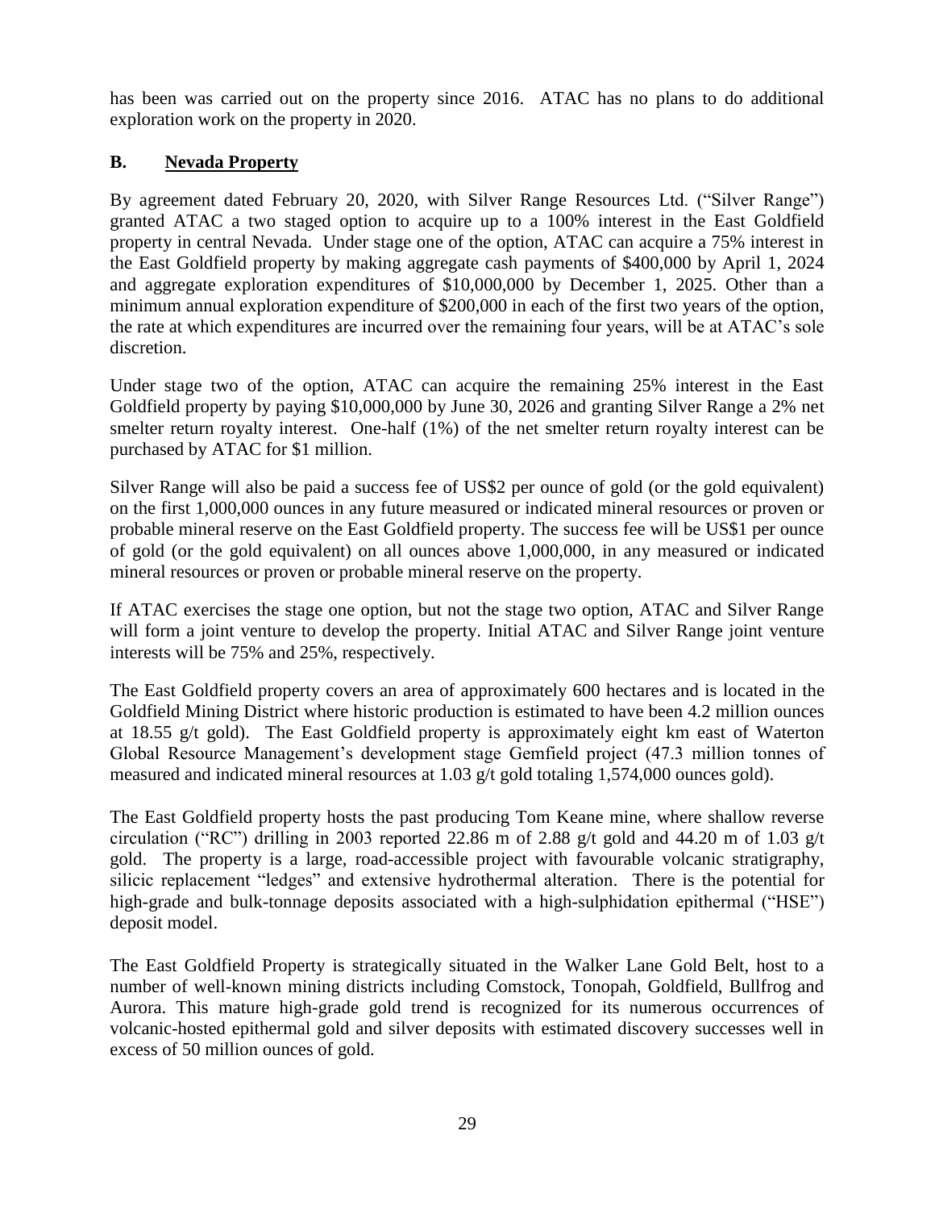has been was carried out on the property since 2016. ATAC has no plans to do additional exploration work on the property in 2020.

## B. Nevada Property

By agreement dated February 20, 2020, with Silver Range Resources Ltd. ("Silver Range") granted ATAC a two staged option to acquire up to a 100% interest in the East Goldfield property in central Nevada. Under stage one of the option, ATAC can acquire a 75% interest in the East Goldfield property by making aggregate cash payments of $400,000 by April 1, 2024 and aggregate exploration expenditures of $10,000,000 by December 1, 2025. Other than a minimum annual exploration expenditure of $200,000 in each of the first two years of the option, the rate at which expenditures are incurred over the remaining four years, will be at ATAC's sole discretion.

Under stage two of the option, ATAC can acquire the remaining 25% interest in the East Goldfield property by paying $10,000,000 by June 30, 2026 and granting Silver Range a 2% net smelter return royalty interest. One-half (1%) of the net smelter return royalty interest can be purchased by ATAC for $1 million.

Silver Range will also be paid a success fee of US$2 per ounce of gold (or the gold equivalent) on the first 1,000,000 ounces in any future measured or indicated mineral resources or proven or probable mineral reserve on the East Goldfield property. The success fee will be US$1 per ounce of gold (or the gold equivalent) on all ounces above 1,000,000, in any measured or indicated mineral resources or proven or probable mineral reserve on the property.

If ATAC exercises the stage one option, but not the stage two option, ATAC and Silver Range will form a joint venture to develop the property. Initial ATAC and Silver Range joint venture interests will be 75% and 25%, respectively.

The East Goldfield property covers an area of approximately 600 hectares and is located in the Goldfield Mining District where historic production is estimated to have been 4.2 million ounces at 18.55 g/t gold). The East Goldfield property is approximately eight km east of Waterton Global Resource Management's development stage Gemfield project (47.3 million tonnes of measured and indicated mineral resources at 1.03 g/t gold totaling 1,574,000 ounces gold).

The East Goldfield property hosts the past producing Tom Keane mine, where shallow reverse circulation ("RC") drilling in 2003 reported 22.86 m of 2.88 g/t gold and 44.20 m of 1.03 g/t gold. The property is a large, road-accessible project with favourable volcanic stratigraphy, silicic replacement "ledges" and extensive hydrothermal alteration. There is the potential for high-grade and bulk-tonnage deposits associated with a high-sulphidation epithermal ("HSE") deposit model.

The East Goldfield Property is strategically situated in the Walker Lane Gold Belt, host to a number of well-known mining districts including Comstock, Tonopah, Goldfield, Bullfrog and Aurora. This mature high-grade gold trend is recognized for its numerous occurrences of volcanic-hosted epithermal gold and silver deposits with estimated discovery successes well in excess of 50 million ounces of gold.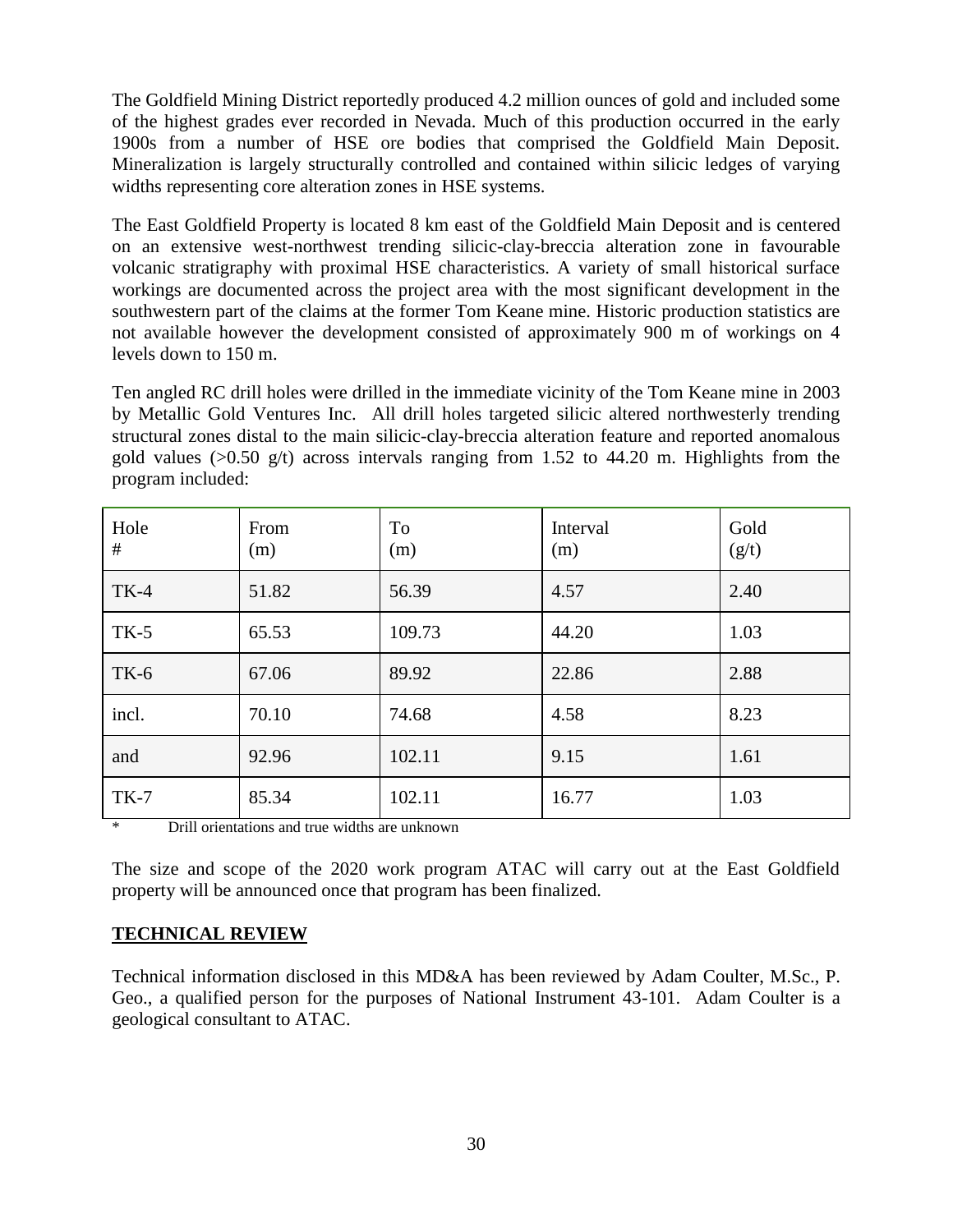The Goldfield Mining District reportedly produced 4.2 million ounces of gold and included some of the highest grades ever recorded in Nevada. Much of this production occurred in the early 1900s from a number of HSE ore bodies that comprised the Goldfield Main Deposit. Mineralization is largely structurally controlled and contained within silicic ledges of varying widths representing core alteration zones in HSE systems.

The East Goldfield Property is located 8 km east of the Goldfield Main Deposit and is centered on an extensive west-northwest trending silicic-clay-breccia alteration zone in favourable volcanic stratigraphy with proximal HSE characteristics. A variety of small historical surface workings are documented across the project area with the most significant development in the southwestern part of the claims at the former Tom Keane mine. Historic production statistics are not available however the development consisted of approximately 900 m of workings on 4 levels down to 150 m.

Ten angled RC drill holes were drilled in the immediate vicinity of the Tom Keane mine in 2003 by Metallic Gold Ventures Inc. All drill holes targeted silicic altered northwesterly trending structural zones distal to the main silicic-clay-breccia alteration feature and reported anomalous gold values (>0.50 g/t) across intervals ranging from 1.52 to 44.20 m. Highlights from the program included:

| Hole # | From (m) | To (m) | Interval (m) | Gold (g/t) |
|---|---|---|---|---|
| TK-4 | 51.82 | 56.39 | 4.57 | 2.40 |
| TK-5 | 65.53 | 109.73 | 44.20 | 1.03 |
| TK-6 | 67.06 | 89.92 | 22.86 | 2.88 |
| incl. | 70.10 | 74.68 | 4.58 | 8.23 |
| and | 92.96 | 102.11 | 9.15 | 1.61 |
| TK-7 | 85.34 | 102.11 | 16.77 | 1.03 |

\* Drill orientations and true widths are unknown

The size and scope of the 2020 work program ATAC will carry out at the East Goldfield property will be announced once that program has been finalized.

## TECHNICAL REVIEW

Technical information disclosed in this MD&A has been reviewed by Adam Coulter, M.Sc., P. Geo., a qualified person for the purposes of National Instrument 43-101. Adam Coulter is a geological consultant to ATAC.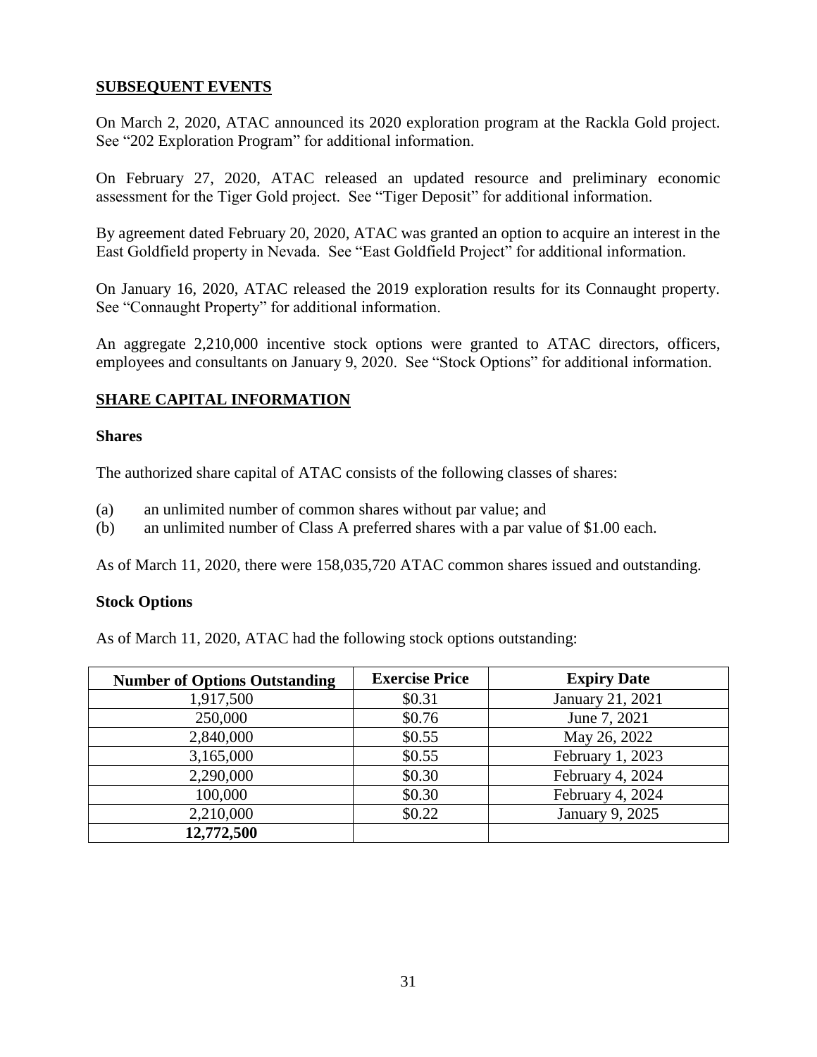## SUBSEQUENT EVENTS

On March 2, 2020, ATAC announced its 2020 exploration program at the Rackla Gold project. See "202 Exploration Program" for additional information.

On February 27, 2020, ATAC released an updated resource and preliminary economic assessment for the Tiger Gold project. See "Tiger Deposit" for additional information.

By agreement dated February 20, 2020, ATAC was granted an option to acquire an interest in the East Goldfield property in Nevada. See "East Goldfield Project" for additional information.

On January 16, 2020, ATAC released the 2019 exploration results for its Connaught property. See "Connaught Property" for additional information.

An aggregate 2,210,000 incentive stock options were granted to ATAC directors, officers, employees and consultants on January 9, 2020. See "Stock Options" for additional information.

## SHARE CAPITAL INFORMATION

### Shares

The authorized share capital of ATAC consists of the following classes of shares:

(a) an unlimited number of common shares without par value; and
(b) an unlimited number of Class A preferred shares with a par value of $1.00 each.

As of March 11, 2020, there were 158,035,720 ATAC common shares issued and outstanding.

### Stock Options

As of March 11, 2020, ATAC had the following stock options outstanding:

| Number of Options Outstanding | Exercise Price | Expiry Date |
|---|---|---|
| 1,917,500 | $0.31 | January 21, 2021 |
| 250,000 | $0.76 | June 7, 2021 |
| 2,840,000 | $0.55 | May 26, 2022 |
| 3,165,000 | $0.55 | February 1, 2023 |
| 2,290,000 | $0.30 | February 4, 2024 |
| 100,000 | $0.30 | February 4, 2024 |
| 2,210,000 | $0.22 | January 9, 2025 |
| **12,772,500** | | |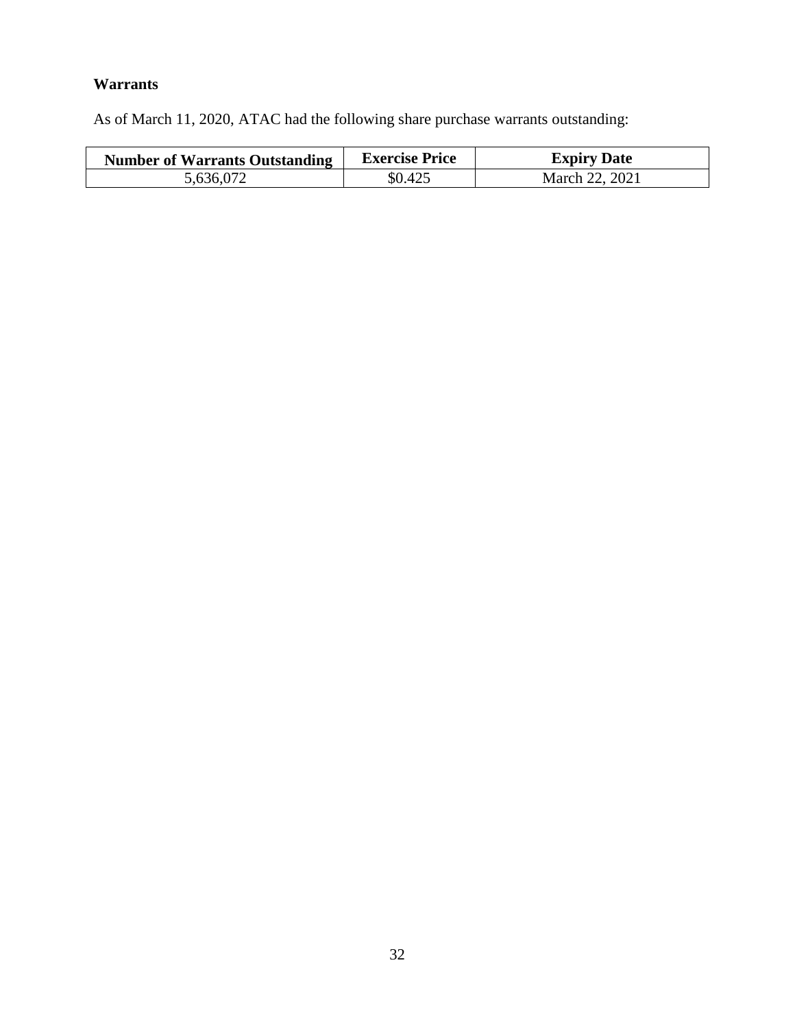**Warrants**

As of March 11, 2020, ATAC had the following share purchase warrants outstanding:

| Number of Warrants Outstanding | Exercise Price | Expiry Date |
| --- | --- | --- |
| 5,636,072 | $0.425 | March 22, 2021 |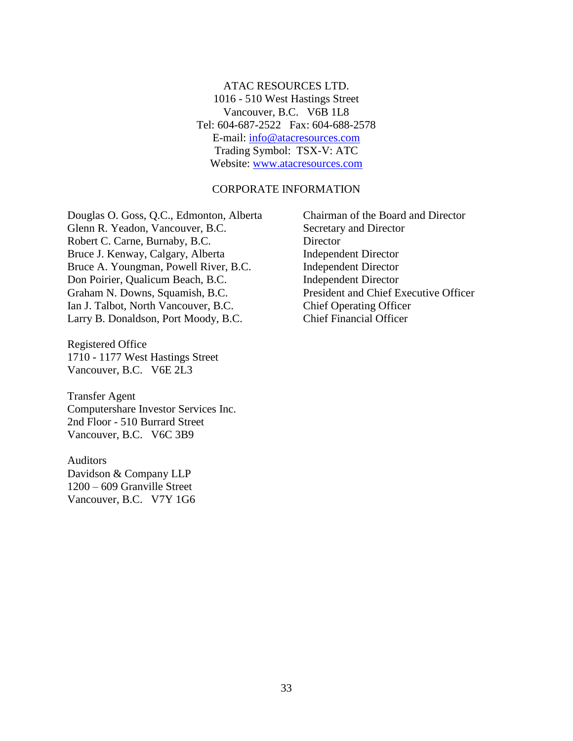ATAC RESOURCES LTD.
1016 - 510 West Hastings Street
Vancouver, B.C. V6B 1L8
Tel: 604-687-2522 Fax: 604-688-2578
E-mail: info@atacresources.com
Trading Symbol: TSX-V: ATC
Website: www.atacresources.com

## CORPORATE INFORMATION

| | |
|---|---|
| Douglas O. Goss, Q.C., Edmonton, Alberta | Chairman of the Board and Director |
| Glenn R. Yeadon, Vancouver, B.C. | Secretary and Director |
| Robert C. Carne, Burnaby, B.C. | Director |
| Bruce J. Kenway, Calgary, Alberta | Independent Director |
| Bruce A. Youngman, Powell River, B.C. | Independent Director |
| Don Poirier, Qualicum Beach, B.C. | Independent Director |
| Graham N. Downs, Squamish, B.C. | President and Chief Executive Officer |
| Ian J. Talbot, North Vancouver, B.C. | Chief Operating Officer |
| Larry B. Donaldson, Port Moody, B.C. | Chief Financial Officer |

Registered Office
1710 - 1177 West Hastings Street
Vancouver, B.C. V6E 2L3

Transfer Agent
Computershare Investor Services Inc.
2nd Floor - 510 Burrard Street
Vancouver, B.C. V6C 3B9

Auditors
Davidson & Company LLP
1200 – 609 Granville Street
Vancouver, B.C. V7Y 1G6